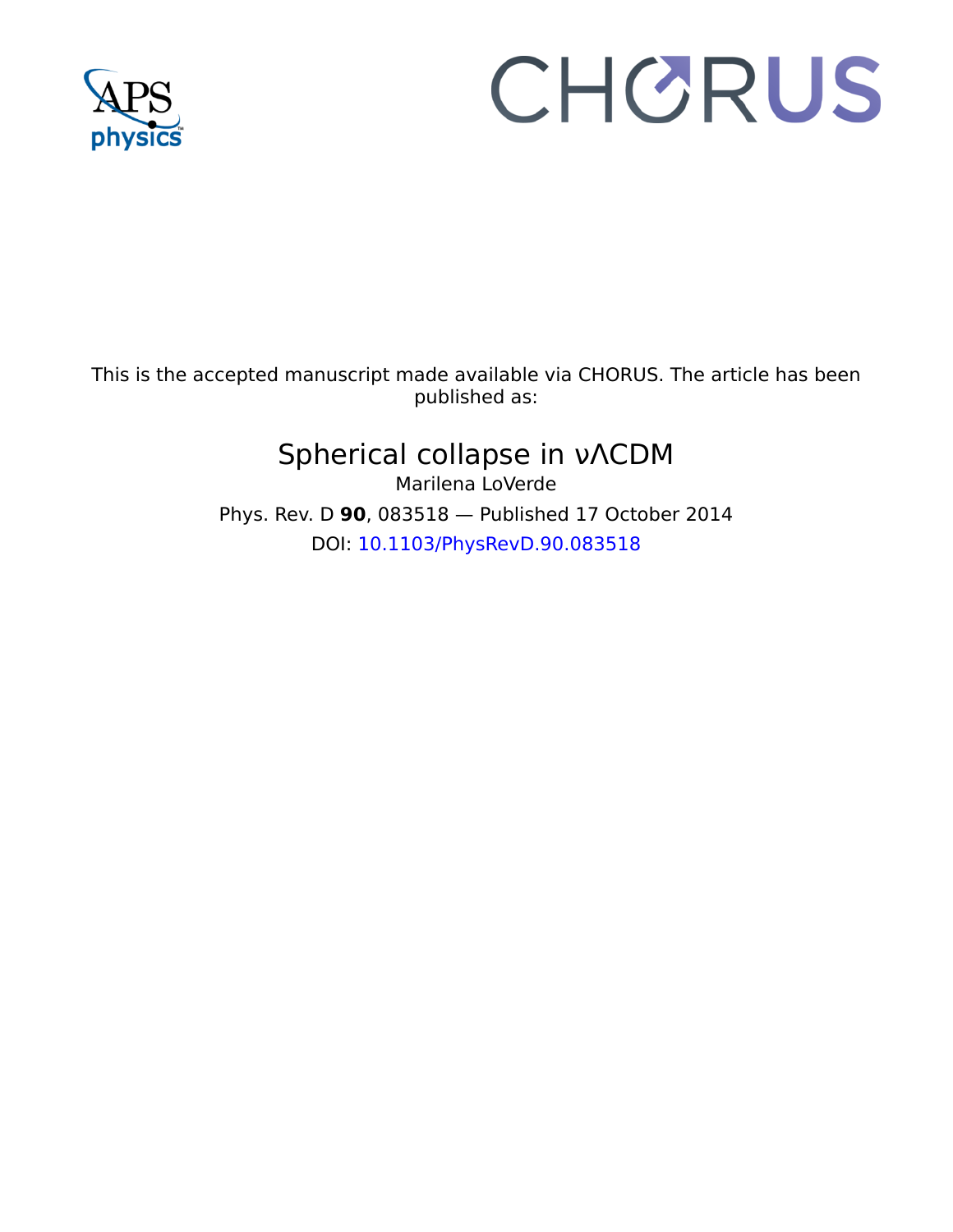This is the accepted manuscript made available via CHORUS. The article has been published as:

# Spherical collapse in $\nu\Lambda$CDM

Marilena LoVerde

Phys. Rev. D **90**, 083518 — Published 17 October 2014

DOI: 10.1103/PhysRevD.90.083518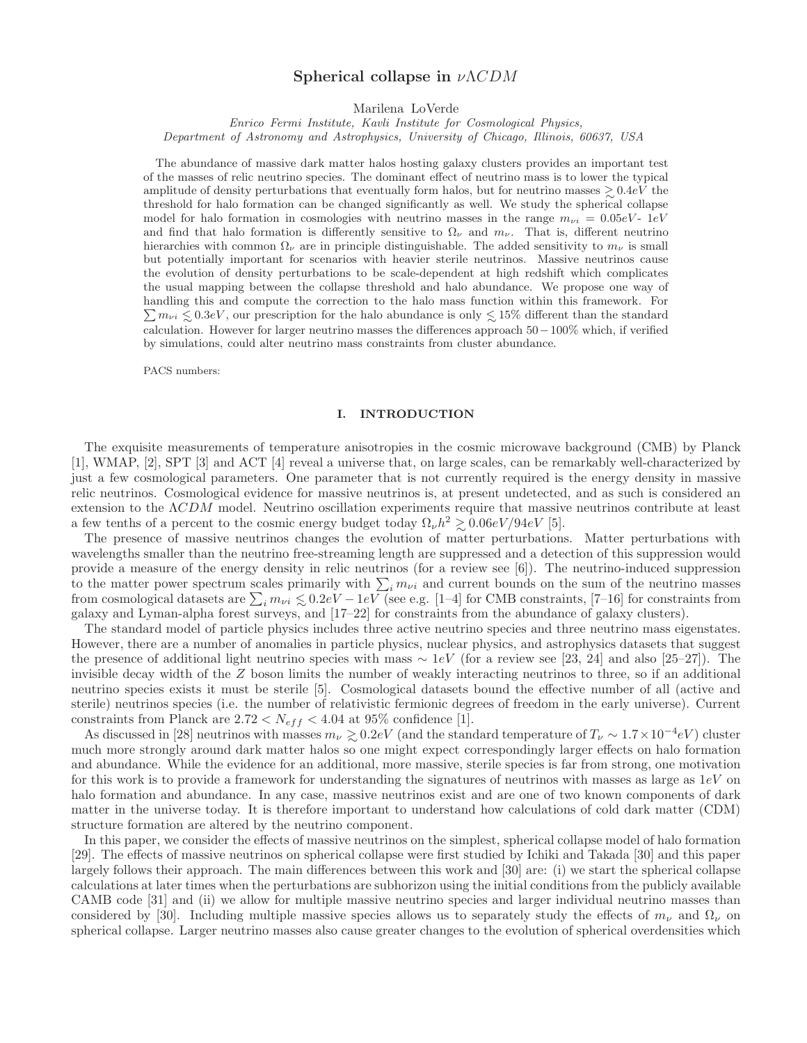# Spherical collapse in $\nu\Lambda CDM$

Marilena LoVerde

*Enrico Fermi Institute, Kavli Institute for Cosmological Physics,*
*Department of Astronomy and Astrophysics, University of Chicago, Illinois, 60637, USA*

The abundance of massive dark matter halos hosting galaxy clusters provides an important test of the masses of relic neutrino species. The dominant effect of neutrino mass is to lower the typical amplitude of density perturbations that eventually form halos, but for neutrino masses $\gtrsim 0.4eV$ the threshold for halo formation can be changed significantly as well. We study the spherical collapse model for halo formation in cosmologies with neutrino masses in the range $m_{\nu i} = 0.05eV$- $1eV$ and find that halo formation is differently sensitive to $\Omega_\nu$ and $m_\nu$. That is, different neutrino hierarchies with common $\Omega_\nu$ are in principle distinguishable. The added sensitivity to $m_\nu$ is small but potentially important for scenarios with heavier sterile neutrinos. Massive neutrinos cause the evolution of density perturbations to be scale-dependent at high redshift which complicates the usual mapping between the collapse threshold and halo abundance. We propose one way of handling this and compute the correction to the halo mass function within this framework. For $\sum m_{\nu i} \lesssim 0.3eV$, our prescription for the halo abundance is only $\lesssim 15\%$ different than the standard calculation. However for larger neutrino masses the differences approach $50-100\%$ which, if verified by simulations, could alter neutrino mass constraints from cluster abundance.

PACS numbers:

## I. INTRODUCTION

The exquisite measurements of temperature anisotropies in the cosmic microwave background (CMB) by Planck [1], WMAP, [2], SPT [3] and ACT [4] reveal a universe that, on large scales, can be remarkably well-characterized by just a few cosmological parameters. One parameter that is not currently required is the energy density in massive relic neutrinos. Cosmological evidence for massive neutrinos is, at present undetected, and as such is considered an extension to the $\Lambda CDM$ model. Neutrino oscillation experiments require that massive neutrinos contribute at least a few tenths of a percent to the cosmic energy budget today $\Omega_\nu h^2 \gtrsim 0.06eV/94eV$ [5].

The presence of massive neutrinos changes the evolution of matter perturbations. Matter perturbations with wavelengths smaller than the neutrino free-streaming length are suppressed and a detection of this suppression would provide a measure of the energy density in relic neutrinos (for a review see [6]). The neutrino-induced suppression to the matter power spectrum scales primarily with $\sum_i m_{\nu i}$ and current bounds on the sum of the neutrino masses from cosmological datasets are $\sum_i m_{\nu i} \lesssim 0.2eV - 1eV$ (see e.g. [1–4] for CMB constraints, [7–16] for constraints from galaxy and Lyman-alpha forest surveys, and [17–22] for constraints from the abundance of galaxy clusters).

The standard model of particle physics includes three active neutrino species and three neutrino mass eigenstates. However, there are a number of anomalies in particle physics, nuclear physics, and astrophysics datasets that suggest the presence of additional light neutrino species with mass $\sim 1eV$ (for a review see [23, 24] and also [25–27]). The invisible decay width of the $Z$ boson limits the number of weakly interacting neutrinos to three, so if an additional neutrino species exists it must be sterile [5]. Cosmological datasets bound the effective number of all (active and sterile) neutrinos species (i.e. the number of relativistic fermionic degrees of freedom in the early universe). Current constraints from Planck are $2.72 < N_{eff} < 4.04$ at 95% confidence [1].

As discussed in [28] neutrinos with masses $m_\nu \gtrsim 0.2eV$ (and the standard temperature of $T_\nu \sim 1.7\times10^{-4}eV$) cluster much more strongly around dark matter halos so one might expect correspondingly larger effects on halo formation and abundance. While the evidence for an additional, more massive, sterile species is far from strong, one motivation for this work is to provide a framework for understanding the signatures of neutrinos with masses as large as $1eV$ on halo formation and abundance. In any case, massive neutrinos exist and are one of two known components of dark matter in the universe today. It is therefore important to understand how calculations of cold dark matter (CDM) structure formation are altered by the neutrino component.

In this paper, we consider the effects of massive neutrinos on the simplest, spherical collapse model of halo formation [29]. The effects of massive neutrinos on spherical collapse were first studied by Ichiki and Takada [30] and this paper largely follows their approach. The main differences between this work and [30] are: (i) we start the spherical collapse calculations at later times when the perturbations are subhorizon using the initial conditions from the publicly available CAMB code [31] and (ii) we allow for multiple massive neutrino species and larger individual neutrino masses than considered by [30]. Including multiple massive species allows us to separately study the effects of $m_\nu$ and $\Omega_\nu$ on spherical collapse. Larger neutrino masses also cause greater changes to the evolution of spherical overdensities which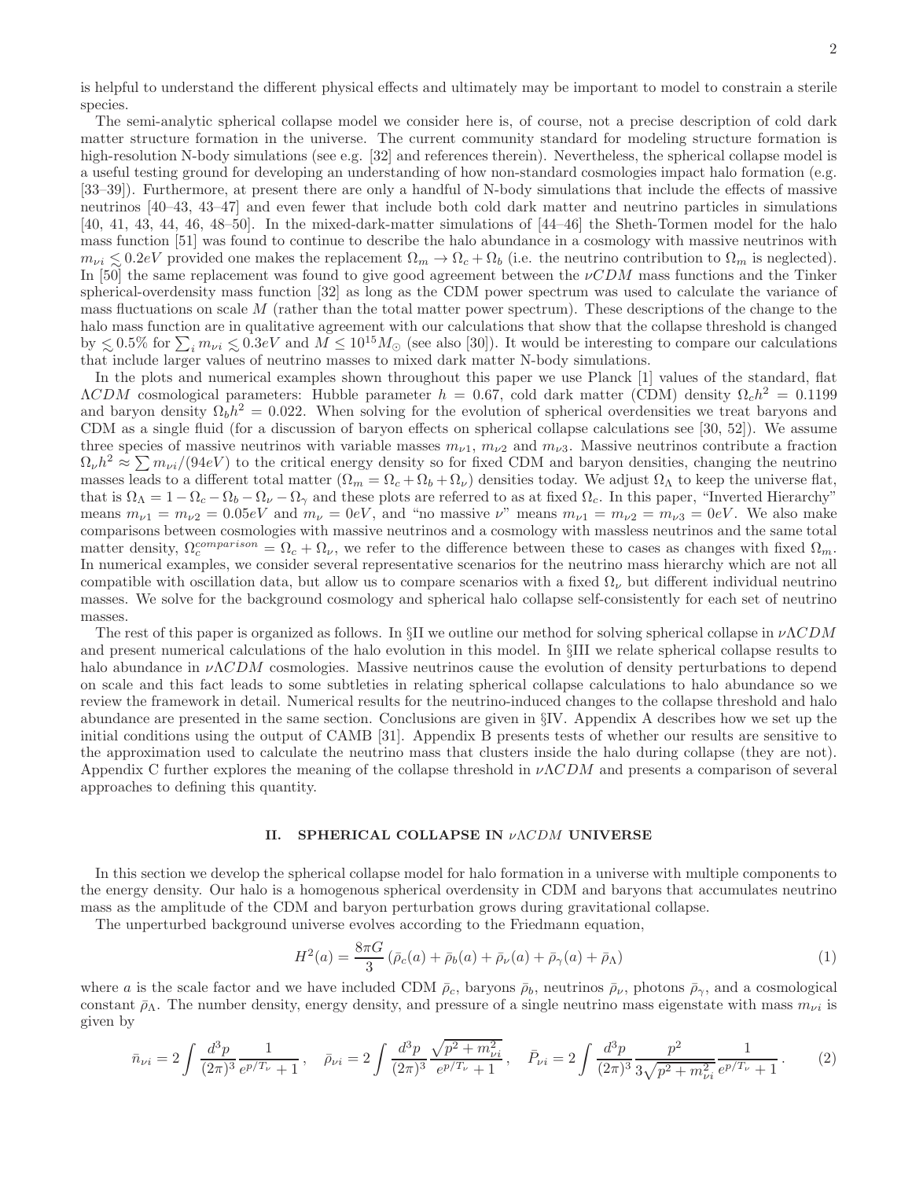is helpful to understand the different physical effects and ultimately may be important to model to constrain a sterile species.

The semi-analytic spherical collapse model we consider here is, of course, not a precise description of cold dark matter structure formation in the universe. The current community standard for modeling structure formation is high-resolution N-body simulations (see e.g. [32] and references therein). Nevertheless, the spherical collapse model is a useful testing ground for developing an understanding of how non-standard cosmologies impact halo formation (e.g. [33–39]). Furthermore, at present there are only a handful of N-body simulations that include the effects of massive neutrinos [40–43, 43–47] and even fewer that include both cold dark matter and neutrino particles in simulations [40, 41, 43, 44, 46, 48–50]. In the mixed-dark-matter simulations of [44–46] the Sheth-Tormen model for the halo mass function [51] was found to continue to describe the halo abundance in a cosmology with massive neutrinos with $m_{\nu i} \lesssim 0.2eV$ provided one makes the replacement $\Omega_m \to \Omega_c + \Omega_b$ (i.e. the neutrino contribution to $\Omega_m$ is neglected). In [50] the same replacement was found to give good agreement between the $\nu CDM$ mass functions and the Tinker spherical-overdensity mass function [32] as long as the CDM power spectrum was used to calculate the variance of mass fluctuations on scale $M$ (rather than the total matter power spectrum). These descriptions of the change to the halo mass function are in qualitative agreement with our calculations that show that the collapse threshold is changed by $\lesssim 0.5\%$ for $\sum_i m_{\nu i} \lesssim 0.3eV$ and $M \leq 10^{15} M_\odot$ (see also [30]). It would be interesting to compare our calculations that include larger values of neutrino masses to mixed dark matter N-body simulations.

In the plots and numerical examples shown throughout this paper we use Planck [1] values of the standard, flat $\Lambda CDM$ cosmological parameters: Hubble parameter $h = 0.67$, cold dark matter (CDM) density $\Omega_c h^2 = 0.1199$ and baryon density $\Omega_b h^2 = 0.022$. When solving for the evolution of spherical overdensities we treat baryons and CDM as a single fluid (for a discussion of baryon effects on spherical collapse calculations see [30, 52]). We assume three species of massive neutrinos with variable masses $m_{\nu 1}$, $m_{\nu 2}$ and $m_{\nu 3}$. Massive neutrinos contribute a fraction $\Omega_\nu h^2 \approx \sum m_{\nu i}/(94eV)$ to the critical energy density so for fixed CDM and baryon densities, changing the neutrino masses leads to a different total matter ($\Omega_m = \Omega_c + \Omega_b + \Omega_\nu$) densities today. We adjust $\Omega_\Lambda$ to keep the universe flat, that is $\Omega_\Lambda = 1 - \Omega_c - \Omega_b - \Omega_\nu - \Omega_\gamma$ and these plots are referred to as at fixed $\Omega_c$. In this paper, "Inverted Hierarchy" means $m_{\nu 1} = m_{\nu 2} = 0.05eV$ and $m_\nu = 0eV$, and "no massive $\nu$" means $m_{\nu 1} = m_{\nu 2} = m_{\nu 3} = 0eV$. We also make comparisons between cosmologies with massive neutrinos and a cosmology with massless neutrinos and the same total matter density, $\Omega_c^{comparison} = \Omega_c + \Omega_\nu$, we refer to the difference between these to cases as changes with fixed $\Omega_m$. In numerical examples, we consider several representative scenarios for the neutrino mass hierarchy which are not all compatible with oscillation data, but allow us to compare scenarios with a fixed $\Omega_\nu$ but different individual neutrino masses. We solve for the background cosmology and spherical halo collapse self-consistently for each set of neutrino masses.

The rest of this paper is organized as follows. In §II we outline our method for solving spherical collapse in $\nu\Lambda CDM$ and present numerical calculations of the halo evolution in this model. In §III we relate spherical collapse results to halo abundance in $\nu\Lambda CDM$ cosmologies. Massive neutrinos cause the evolution of density perturbations to depend on scale and this fact leads to some subtleties in relating spherical collapse calculations to halo abundance so we review the framework in detail. Numerical results for the neutrino-induced changes to the collapse threshold and halo abundance are presented in the same section. Conclusions are given in §IV. Appendix A describes how we set up the initial conditions using the output of CAMB [31]. Appendix B presents tests of whether our results are sensitive to the approximation used to calculate the neutrino mass that clusters inside the halo during collapse (they are not). Appendix C further explores the meaning of the collapse threshold in $\nu\Lambda CDM$ and presents a comparison of several approaches to defining this quantity.

## II. SPHERICAL COLLAPSE IN $\nu\Lambda CDM$ UNIVERSE

In this section we develop the spherical collapse model for halo formation in a universe with multiple components to the energy density. Our halo is a homogenous spherical overdensity in CDM and baryons that accumulates neutrino mass as the amplitude of the CDM and baryon perturbation grows during gravitational collapse.

The unperturbed background universe evolves according to the Friedmann equation,

$$H^2(a) = \frac{8\pi G}{3}\left(\bar{\rho}_c(a) + \bar{\rho}_b(a) + \bar{\rho}_\nu(a) + \bar{\rho}_\gamma(a) + \bar{\rho}_\Lambda\right) \tag{1}$$

where $a$ is the scale factor and we have included CDM $\bar{\rho}_c$, baryons $\bar{\rho}_b$, neutrinos $\bar{\rho}_\nu$, photons $\bar{\rho}_\gamma$, and a cosmological constant $\bar{\rho}_\Lambda$. The number density, energy density, and pressure of a single neutrino mass eigenstate with mass $m_{\nu i}$ is given by

$$\bar{n}_{\nu i} = 2\int \frac{d^3p}{(2\pi)^3}\frac{1}{e^{p/T_\nu}+1}\,, \quad \bar{\rho}_{\nu i} = 2\int \frac{d^3p}{(2\pi)^3}\frac{\sqrt{p^2+m_{\nu i}^2}}{e^{p/T_\nu}+1}\,, \quad \bar{P}_{\nu i} = 2\int \frac{d^3p}{(2\pi)^3}\frac{p^2}{3\sqrt{p^2+m_{\nu i}^2}}\frac{1}{e^{p/T_\nu}+1}\,. \tag{2}$$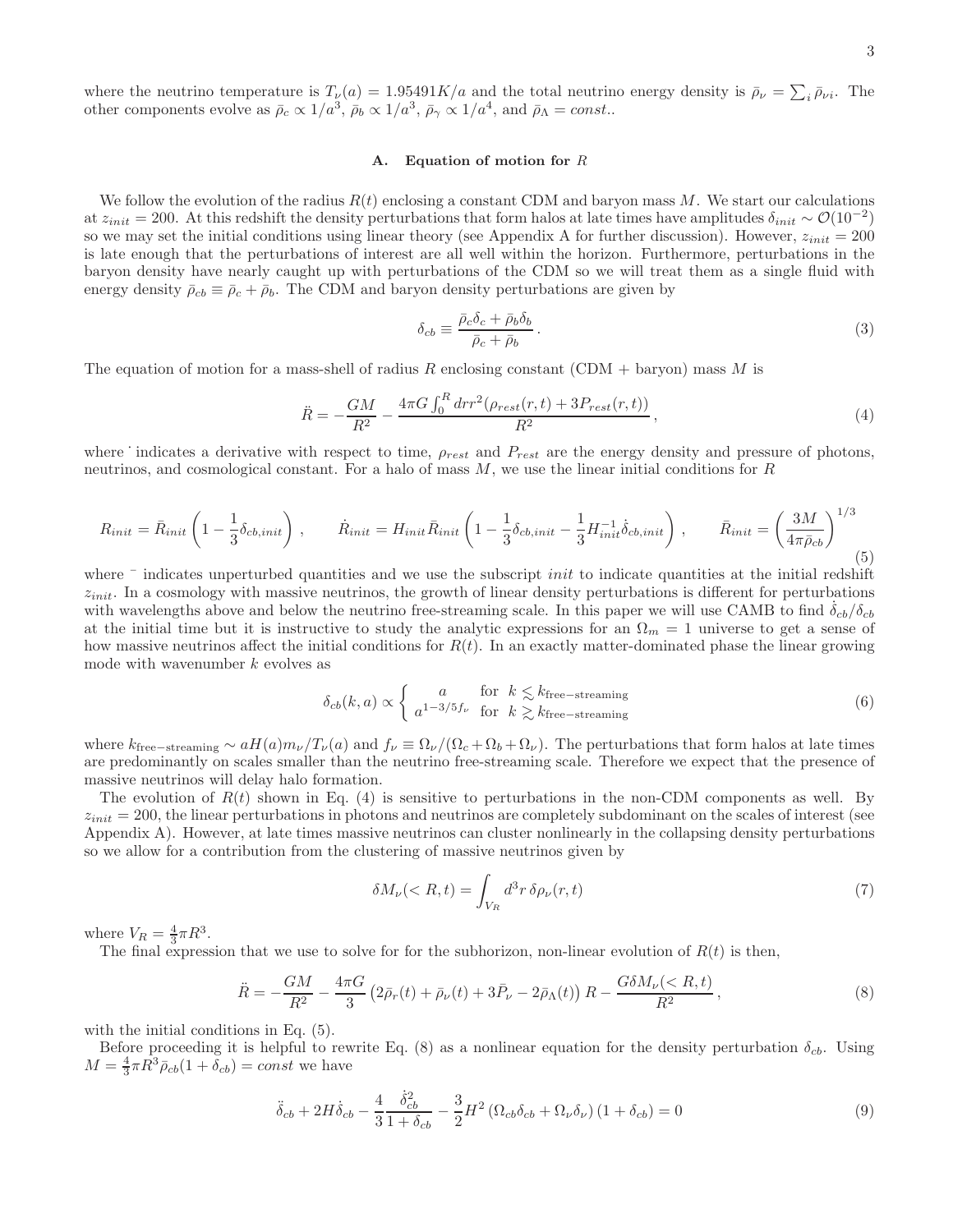where the neutrino temperature is $T_\nu(a) = 1.95491K/a$ and the total neutrino energy density is $\bar{\rho}_\nu = \sum_i \bar{\rho}_{\nu i}$. The other components evolve as $\bar{\rho}_c \propto 1/a^3$, $\bar{\rho}_b \propto 1/a^3$, $\bar{\rho}_\gamma \propto 1/a^4$, and $\bar{\rho}_\Lambda = const.$.

### A. Equation of motion for $R$

We follow the evolution of the radius $R(t)$ enclosing a constant CDM and baryon mass $M$. We start our calculations at $z_{init} = 200$. At this redshift the density perturbations that form halos at late times have amplitudes $\delta_{init} \sim \mathcal{O}(10^{-2})$ so we may set the initial conditions using linear theory (see Appendix A for further discussion). However, $z_{init} = 200$ is late enough that the perturbations of interest are all well within the horizon. Furthermore, perturbations in the baryon density have nearly caught up with perturbations of the CDM so we will treat them as a single fluid with energy density $\bar{\rho}_{cb} \equiv \bar{\rho}_c + \bar{\rho}_b$. The CDM and baryon density perturbations are given by

$$\delta_{cb} \equiv \frac{\bar{\rho}_c \delta_c + \bar{\rho}_b \delta_b}{\bar{\rho}_c + \bar{\rho}_b} . \tag{3}$$

The equation of motion for a mass-shell of radius $R$ enclosing constant (CDM + baryon) mass $M$ is

$$\ddot{R} = -\frac{GM}{R^2} - \frac{4\pi G \int_0^R dr r^2 (\rho_{rest}(r,t) + 3P_{rest}(r,t))}{R^2} , \tag{4}$$

where $\dot{}$ indicates a derivative with respect to time, $\rho_{rest}$ and $P_{rest}$ are the energy density and pressure of photons, neutrinos, and cosmological constant. For a halo of mass $M$, we use the linear initial conditions for $R$

$$R_{init} = \bar{R}_{init}\left(1 - \frac{1}{3}\delta_{cb,init}\right) , \qquad \dot{R}_{init} = H_{init}\bar{R}_{init}\left(1 - \frac{1}{3}\delta_{cb,init} - \frac{1}{3}H_{init}^{-1}\dot{\delta}_{cb,init}\right) , \qquad \bar{R}_{init} = \left(\frac{3M}{4\pi\bar{\rho}_{cb}}\right)^{1/3} \tag{5}$$

where $\bar{}$ indicates unperturbed quantities and we use the subscript *init* to indicate quantities at the initial redshift $z_{init}$. In a cosmology with massive neutrinos, the growth of linear density perturbations is different for perturbations with wavelengths above and below the neutrino free-streaming scale. In this paper we will use CAMB to find $\dot{\delta}_{cb}/\delta_{cb}$ at the initial time but it is instructive to study the analytic expressions for an $\Omega_m = 1$ universe to get a sense of how massive neutrinos affect the initial conditions for $R(t)$. In an exactly matter-dominated phase the linear growing mode with wavenumber $k$ evolves as

$$\delta_{cb}(k,a) \propto \begin{cases} a & \text{for } k \lesssim k_{\text{free-streaming}} \\ a^{1-3/5f_\nu} & \text{for } k \gtrsim k_{\text{free-streaming}} \end{cases} \tag{6}$$

where $k_{\text{free-streaming}} \sim aH(a)m_\nu/T_\nu(a)$ and $f_\nu \equiv \Omega_\nu/(\Omega_c + \Omega_b + \Omega_\nu)$. The perturbations that form halos at late times are predominantly on scales smaller than the neutrino free-streaming scale. Therefore we expect that the presence of massive neutrinos will delay halo formation.

The evolution of $R(t)$ shown in Eq. (4) is sensitive to perturbations in the non-CDM components as well. By $z_{init} = 200$, the linear perturbations in photons and neutrinos are completely subdominant on the scales of interest (see Appendix A). However, at late times massive neutrinos can cluster nonlinearly in the collapsing density perturbations so we allow for a contribution from the clustering of massive neutrinos given by

$$\delta M_\nu(<R,t) = \int_{V_R} d^3r\, \delta\rho_\nu(r,t) \tag{7}$$

where $V_R = \frac{4}{3}\pi R^3$.

The final expression that we use to solve for for the subhorizon, non-linear evolution of $R(t)$ is then,

$$\ddot{R} = -\frac{GM}{R^2} - \frac{4\pi G}{3}\left(2\bar{\rho}_r(t) + \bar{\rho}_\nu(t) + 3\bar{P}_\nu - 2\bar{\rho}_\Lambda(t)\right)R - \frac{G\delta M_\nu(<R,t)}{R^2} , \tag{8}$$

with the initial conditions in Eq. (5).

Before proceeding it is helpful to rewrite Eq. (8) as a nonlinear equation for the density perturbation $\delta_{cb}$. Using $M = \frac{4}{3}\pi R^3 \bar{\rho}_{cb}(1 + \delta_{cb}) = const$ we have

$$\ddot{\delta}_{cb} + 2H\dot{\delta}_{cb} - \frac{4}{3}\frac{\dot{\delta}_{cb}^2}{1+\delta_{cb}} - \frac{3}{2}H^2\left(\Omega_{cb}\delta_{cb} + \Omega_\nu\delta_\nu\right)(1+\delta_{cb}) = 0 \tag{9}$$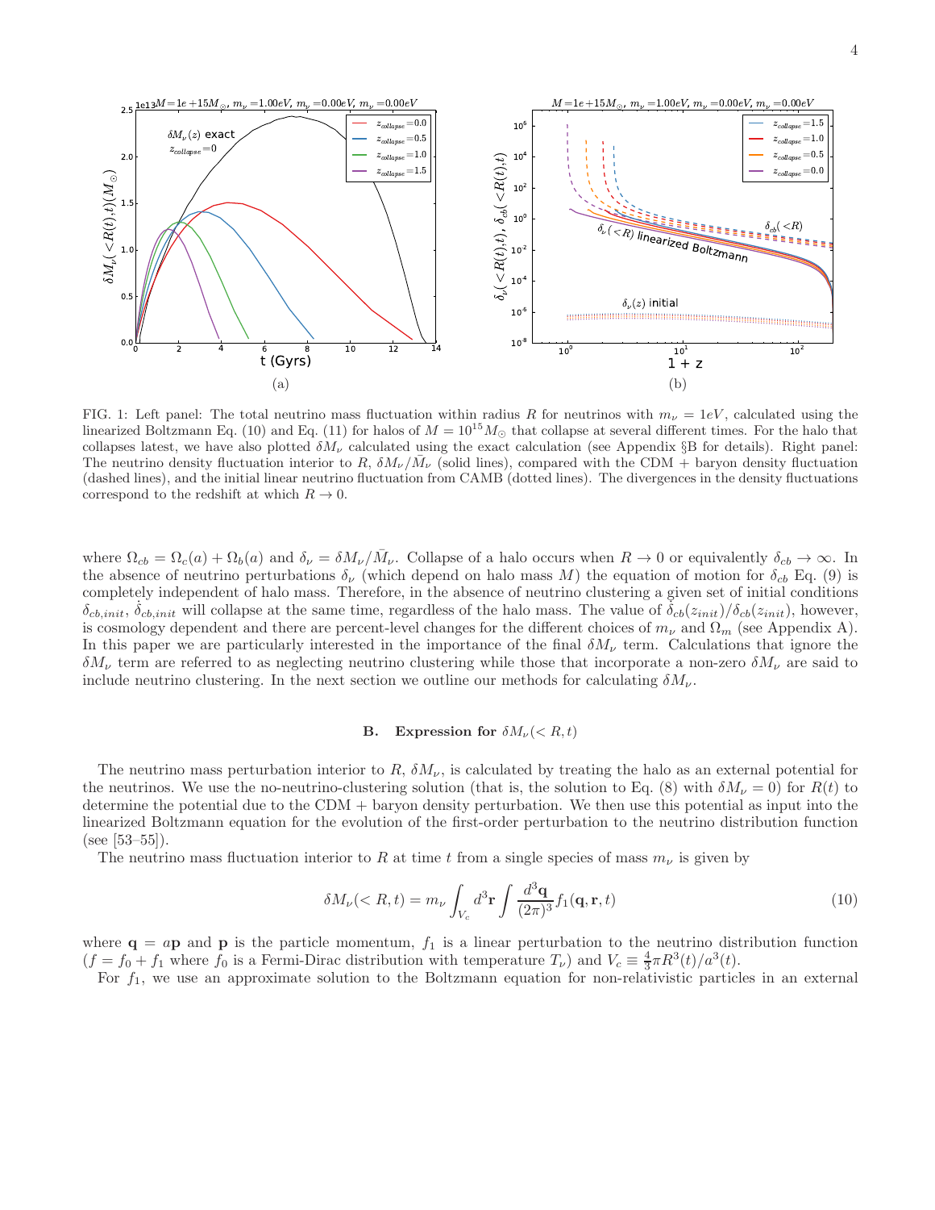FIG. 1: Left panel: The total neutrino mass fluctuation within radius $R$ for neutrinos with $m_\nu = 1eV$, calculated using the linearized Boltzmann Eq. (10) and Eq. (11) for halos of $M = 10^{15} M_\odot$ that collapse at several different times. For the halo that collapses latest, we have also plotted $\delta M_\nu$ calculated using the exact calculation (see Appendix §B for details). Right panel: The neutrino density fluctuation interior to $R$, $\delta M_\nu / \bar{M}_\nu$ (solid lines), compared with the CDM + baryon density fluctuation (dashed lines), and the initial linear neutrino fluctuation from CAMB (dotted lines). The divergences in the density fluctuations correspond to the redshift at which $R \to 0$.

where $\Omega_{cb} = \Omega_c(a) + \Omega_b(a)$ and $\delta_\nu = \delta M_\nu / \bar{M}_\nu$. Collapse of a halo occurs when $R \to 0$ or equivalently $\delta_{cb} \to \infty$. In the absence of neutrino perturbations $\delta_\nu$ (which depend on halo mass $M$) the equation of motion for $\delta_{cb}$ Eq. (9) is completely independent of halo mass. Therefore, in the absence of neutrino clustering a given set of initial conditions $\delta_{cb,init}$, $\dot{\delta}_{cb,init}$ will collapse at the same time, regardless of the halo mass. The value of $\dot{\delta}_{cb}(z_{init})/\delta_{cb}(z_{init})$, however, is cosmology dependent and there are percent-level changes for the different choices of $m_\nu$ and $\Omega_m$ (see Appendix A). In this paper we are particularly interested in the importance of the final $\delta M_\nu$ term. Calculations that ignore the $\delta M_\nu$ term are referred to as neglecting neutrino clustering while those that incorporate a non-zero $\delta M_\nu$ are said to include neutrino clustering. In the next section we outline our methods for calculating $\delta M_\nu$.

### B. Expression for $\delta M_\nu(< R, t)$

The neutrino mass perturbation interior to $R$, $\delta M_\nu$, is calculated by treating the halo as an external potential for the neutrinos. We use the no-neutrino-clustering solution (that is, the solution to Eq. (8) with $\delta M_\nu = 0$) for $R(t)$ to determine the potential due to the CDM + baryon density perturbation. We then use this potential as input into the linearized Boltzmann equation for the evolution of the first-order perturbation to the neutrino distribution function (see [53–55]).

The neutrino mass fluctuation interior to $R$ at time $t$ from a single species of mass $m_\nu$ is given by

$$\delta M_\nu(< R, t) = m_\nu \int_{V_c} d^3\mathbf{r} \int \frac{d^3\mathbf{q}}{(2\pi)^3} f_1(\mathbf{q}, \mathbf{r}, t) \tag{10}$$

where $\mathbf{q} = a\mathbf{p}$ and $\mathbf{p}$ is the particle momentum, $f_1$ is a linear perturbation to the neutrino distribution function ($f = f_0 + f_1$ where $f_0$ is a Fermi-Dirac distribution with temperature $T_\nu$) and $V_c \equiv \frac{4}{3}\pi R^3(t)/a^3(t)$.

For $f_1$, we use an approximate solution to the Boltzmann equation for non-relativistic particles in an external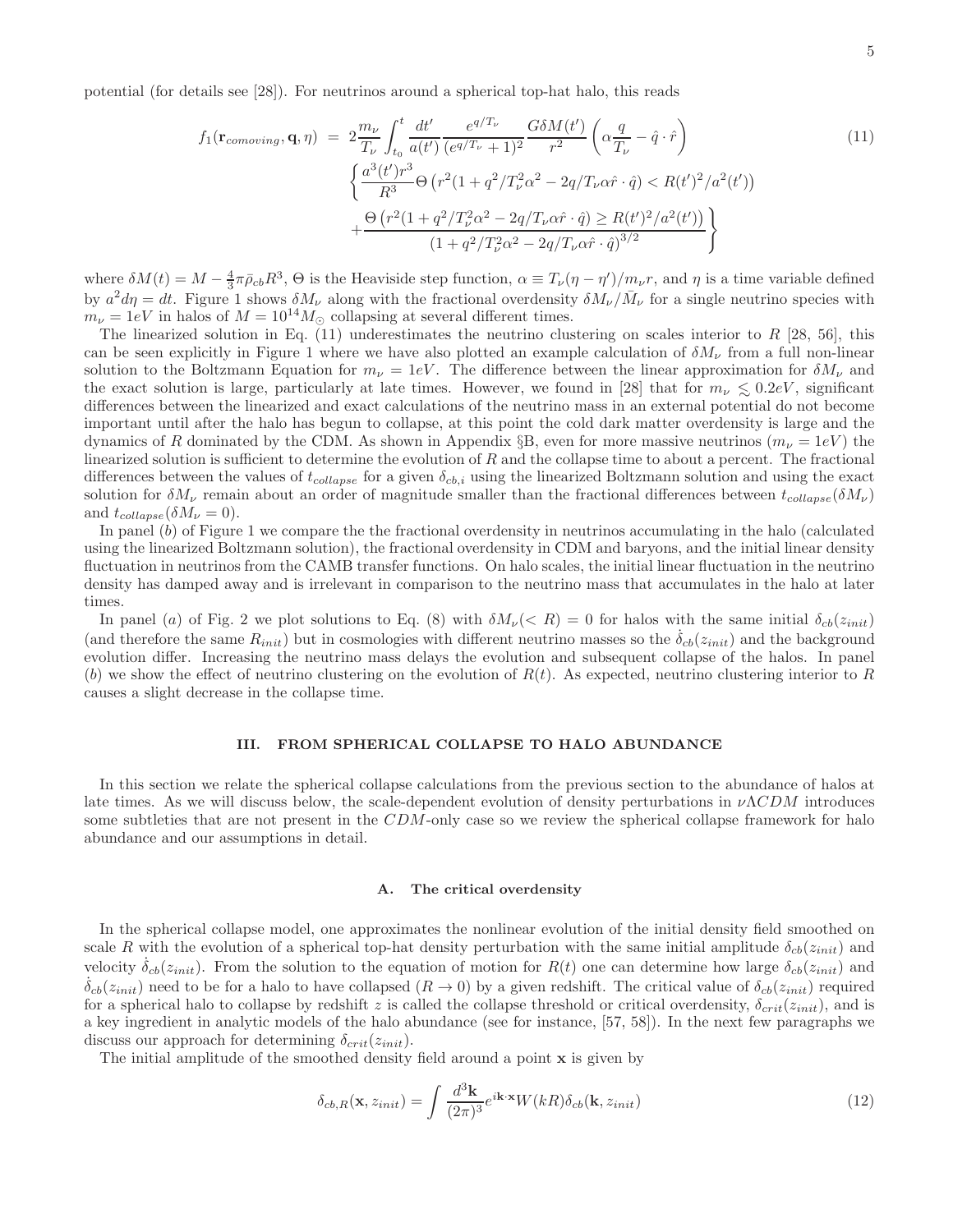potential (for details see [28]). For neutrinos around a spherical top-hat halo, this reads

$$
\begin{aligned}
f_1(\mathbf{r}_{comoving}, \mathbf{q}, \eta) \;=\; & 2\frac{m_\nu}{T_\nu}\int_{t_0}^{t}\frac{dt'}{a(t')}\frac{e^{q/T_\nu}}{(e^{q/T_\nu}+1)^2}\frac{G\delta M(t')}{r^2}\left(\alpha\frac{q}{T_\nu}-\hat{q}\cdot\hat{r}\right) \\
& \left\{\frac{a^3(t')r^3}{R^3}\Theta\left(r^2(1+q^2/T_\nu^2\alpha^2-2q/T_\nu\alpha\hat{r}\cdot\hat{q}) < R(t')^2/a^2(t')\right)\right. \\
& \left. +\frac{\Theta\left(r^2(1+q^2/T_\nu^2\alpha^2-2q/T_\nu\alpha\hat{r}\cdot\hat{q}) \geq R(t')^2/a^2(t')\right)}{\left(1+q^2/T_\nu^2\alpha^2-2q/T_\nu\alpha\hat{r}\cdot\hat{q}\right)^{3/2}}\right\}
\end{aligned}
\tag{11}
$$

where $\delta M(t) = M - \frac{4}{3}\pi\bar{\rho}_{cb}R^3$, $\Theta$ is the Heaviside step function, $\alpha \equiv T_\nu(\eta-\eta')/m_\nu r$, and $\eta$ is a time variable defined by $a^2 d\eta = dt$. Figure 1 shows $\delta M_\nu$ along with the fractional overdensity $\delta M_\nu/\bar{M}_\nu$ for a single neutrino species with $m_\nu = 1eV$ in halos of $M = 10^{14}M_\odot$ collapsing at several different times.

The linearized solution in Eq. (11) underestimates the neutrino clustering on scales interior to $R$ [28, 56], this can be seen explicitly in Figure 1 where we have also plotted an example calculation of $\delta M_\nu$ from a full non-linear solution to the Boltzmann Equation for $m_\nu = 1eV$. The difference between the linear approximation for $\delta M_\nu$ and the exact solution is large, particularly at late times. However, we found in [28] that for $m_\nu \lesssim 0.2eV$, significant differences between the linearized and exact calculations of the neutrino mass in an external potential do not become important until after the halo has begun to collapse, at this point the cold dark matter overdensity is large and the dynamics of $R$ dominated by the CDM. As shown in Appendix §B, even for more massive neutrinos ($m_\nu = 1eV$) the linearized solution is sufficient to determine the evolution of $R$ and the collapse time to about a percent. The fractional differences between the values of $t_{collapse}$ for a given $\delta_{cb,i}$ using the linearized Boltzmann solution and using the exact solution for $\delta M_\nu$ remain about an order of magnitude smaller than the fractional differences between $t_{collapse}(\delta M_\nu)$ and $t_{collapse}(\delta M_\nu = 0)$.

In panel (*b*) of Figure 1 we compare the the fractional overdensity in neutrinos accumulating in the halo (calculated using the linearized Boltzmann solution), the fractional overdensity in CDM and baryons, and the initial linear density fluctuation in neutrinos from the CAMB transfer functions. On halo scales, the initial linear fluctuation in the neutrino density has damped away and is irrelevant in comparison to the neutrino mass that accumulates in the halo at later times.

In panel (*a*) of Fig. 2 we plot solutions to Eq. (8) with $\delta M_\nu(< R) = 0$ for halos with the same initial $\delta_{cb}(z_{init})$ (and therefore the same $R_{init}$) but in cosmologies with different neutrino masses so the $\dot{\delta}_{cb}(z_{init})$ and the background evolution differ. Increasing the neutrino mass delays the evolution and subsequent collapse of the halos. In panel (*b*) we show the effect of neutrino clustering on the evolution of $R(t)$. As expected, neutrino clustering interior to $R$ causes a slight decrease in the collapse time.

## III. FROM SPHERICAL COLLAPSE TO HALO ABUNDANCE

In this section we relate the spherical collapse calculations from the previous section to the abundance of halos at late times. As we will discuss below, the scale-dependent evolution of density perturbations in $\nu\Lambda CDM$ introduces some subtleties that are not present in the $CDM$-only case so we review the spherical collapse framework for halo abundance and our assumptions in detail.

### A. The critical overdensity

In the spherical collapse model, one approximates the nonlinear evolution of the initial density field smoothed on scale $R$ with the evolution of a spherical top-hat density perturbation with the same initial amplitude $\delta_{cb}(z_{init})$ and velocity $\dot{\delta}_{cb}(z_{init})$. From the solution to the equation of motion for $R(t)$ one can determine how large $\delta_{cb}(z_{init})$ and $\dot{\delta}_{cb}(z_{init})$ need to be for a halo to have collapsed ($R \to 0$) by a given redshift. The critical value of $\delta_{cb}(z_{init})$ required for a spherical halo to collapse by redshift $z$ is called the collapse threshold or critical overdensity, $\delta_{crit}(z_{init})$, and is a key ingredient in analytic models of the halo abundance (see for instance, [57, 58]). In the next few paragraphs we discuss our approach for determining $\delta_{crit}(z_{init})$.

The initial amplitude of the smoothed density field around a point $\mathbf{x}$ is given by

$$
\delta_{cb,R}(\mathbf{x}, z_{init}) = \int \frac{d^3\mathbf{k}}{(2\pi)^3}e^{i\mathbf{k}\cdot\mathbf{x}}W(kR)\delta_{cb}(\mathbf{k}, z_{init}) \tag{12}
$$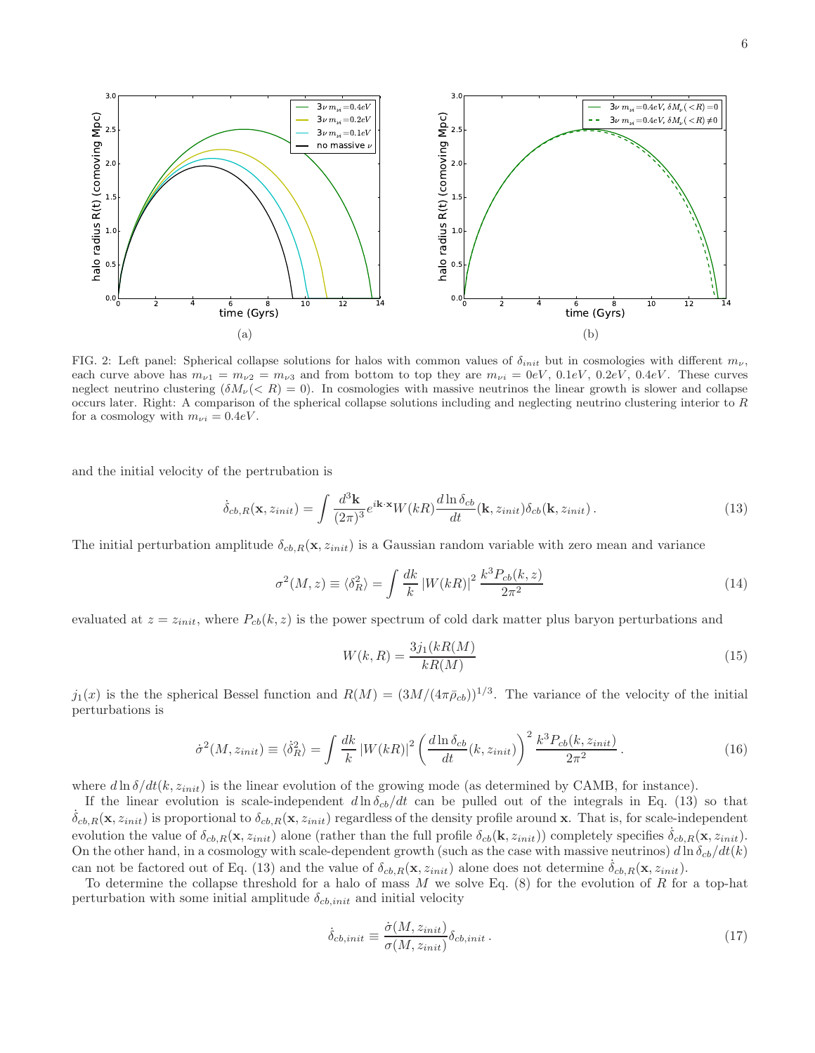FIG. 2: Left panel: Spherical collapse solutions for halos with common values of $\delta_{init}$ but in cosmologies with different $m_\nu$, each curve above has $m_{\nu 1} = m_{\nu 2} = m_{\nu 3}$ and from bottom to top they are $m_{\nu i} = 0eV$, $0.1eV$, $0.2eV$, $0.4eV$. These curves neglect neutrino clustering ($\delta M_\nu(< R) = 0$). In cosmologies with massive neutrinos the linear growth is slower and collapse occurs later. Right: A comparison of the spherical collapse solutions including and neglecting neutrino clustering interior to $R$ for a cosmology with $m_{\nu i} = 0.4eV$.

and the initial velocity of the pertrubation is

$$\dot{\delta}_{cb,R}(\mathbf{x}, z_{init}) = \int \frac{d^3\mathbf{k}}{(2\pi)^3} e^{i\mathbf{k}\cdot\mathbf{x}} W(kR) \frac{d \ln \delta_{cb}}{dt}(\mathbf{k}, z_{init}) \delta_{cb}(\mathbf{k}, z_{init}) \,. \tag{13}$$

The initial perturbation amplitude $\delta_{cb,R}(\mathbf{x}, z_{init})$ is a Gaussian random variable with zero mean and variance

$$\sigma^2(M, z) \equiv \langle \delta_R^2 \rangle = \int \frac{dk}{k} \left| W(kR) \right|^2 \frac{k^3 P_{cb}(k, z)}{2\pi^2} \tag{14}$$

evaluated at $z = z_{init}$, where $P_{cb}(k, z)$ is the power spectrum of cold dark matter plus baryon perturbations and

$$W(k, R) = \frac{3 j_1(kR(M))}{kR(M)} \tag{15}$$

$j_1(x)$ is the the spherical Bessel function and $R(M) = (3M/(4\pi\bar{\rho}_{cb}))^{1/3}$. The variance of the velocity of the initial perturbations is

$$\dot{\sigma}^2(M, z_{init}) \equiv \langle \dot{\delta}_R^2 \rangle = \int \frac{dk}{k} \left| W(kR) \right|^2 \left( \frac{d \ln \delta_{cb}}{dt}(k, z_{init}) \right)^2 \frac{k^3 P_{cb}(k, z_{init})}{2\pi^2} \,. \tag{16}$$

where $d \ln \delta / dt(k, z_{init})$ is the linear evolution of the growing mode (as determined by CAMB, for instance).

If the linear evolution is scale-independent $d \ln \delta_{cb}/dt$ can be pulled out of the integrals in Eq. (13) so that $\dot{\delta}_{cb,R}(\mathbf{x}, z_{init})$ is proportional to $\delta_{cb,R}(\mathbf{x}, z_{init})$ regardless of the density profile around $\mathbf{x}$. That is, for scale-independent evolution the value of $\delta_{cb,R}(\mathbf{x}, z_{init})$ alone (rather than the full profile $\delta_{cb}(\mathbf{k}, z_{init})$) completely specifies $\dot{\delta}_{cb,R}(\mathbf{x}, z_{init})$. On the other hand, in a cosmology with scale-dependent growth (such as the case with massive neutrinos) $d \ln \delta_{cb}/dt(k)$ can not be factored out of Eq. (13) and the value of $\delta_{cb,R}(\mathbf{x}, z_{init})$ alone does not determine $\dot{\delta}_{cb,R}(\mathbf{x}, z_{init})$.

To determine the collapse threshold for a halo of mass $M$ we solve Eq. (8) for the evolution of $R$ for a top-hat perturbation with some initial amplitude $\delta_{cb,init}$ and initial velocity

$$\dot{\delta}_{cb,init} \equiv \frac{\dot{\sigma}(M, z_{init})}{\sigma(M, z_{init})} \delta_{cb,init} \,. \tag{17}$$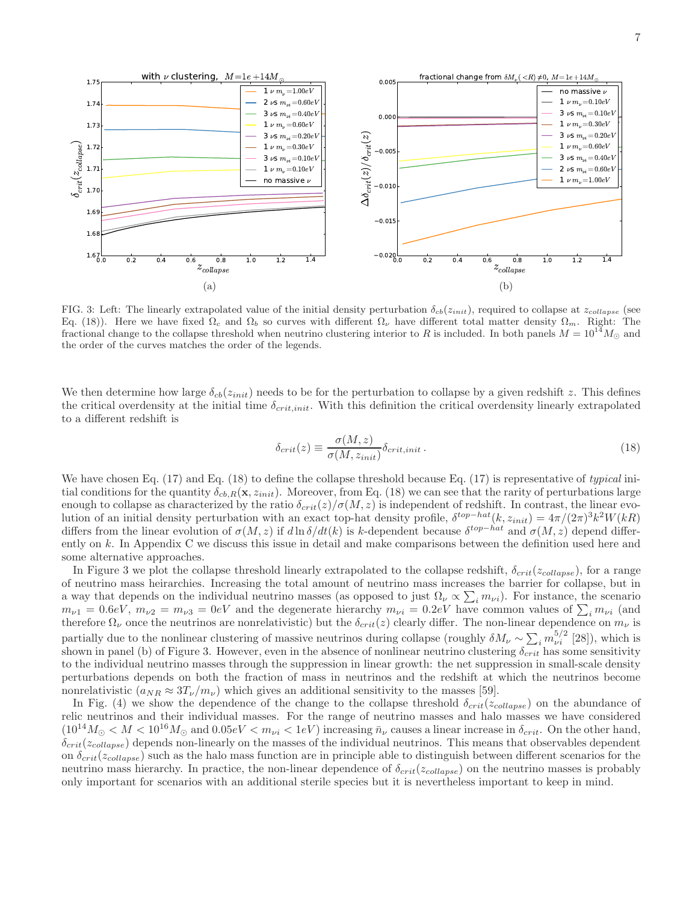FIG. 3: Left: The linearly extrapolated value of the initial density perturbation $\delta_{cb}(z_{init})$, required to collapse at $z_{collapse}$ (see Eq. (18)). Here we have fixed $\Omega_c$ and $\Omega_b$ so curves with different $\Omega_\nu$ have different total matter density $\Omega_m$. Right: The fractional change to the collapse threshold when neutrino clustering interior to $R$ is included. In both panels $M = 10^{14} M_\odot$ and the order of the curves matches the order of the legends.

We then determine how large $\delta_{cb}(z_{init})$ needs to be for the perturbation to collapse by a given redshift $z$. This defines the critical overdensity at the initial time $\delta_{crit,init}$. With this definition the critical overdensity linearly extrapolated to a different redshift is

$$\delta_{crit}(z) \equiv \frac{\sigma(M,z)}{\sigma(M,z_{init})} \delta_{crit,init} \,. \tag{18}$$

We have chosen Eq. (17) and Eq. (18) to define the collapse threshold because Eq. (17) is representative of *typical* initial conditions for the quantity $\delta_{cb,R}(\mathbf{x}, z_{init})$. Moreover, from Eq. (18) we can see that the rarity of perturbations large enough to collapse as characterized by the ratio $\delta_{crit}(z)/\sigma(M,z)$ is independent of redshift. In contrast, the linear evolution of an initial density perturbation with an exact top-hat density profile, $\delta^{top-hat}(k, z_{init}) = 4\pi/(2\pi)^3 k^2 W(kR)$ differs from the linear evolution of $\sigma(M,z)$ if $d\ln\delta/dt(k)$ is $k$-dependent because $\delta^{top-hat}$ and $\sigma(M,z)$ depend differently on $k$. In Appendix C we discuss this issue in detail and make comparisons between the definition used here and some alternative approaches.

In Figure 3 we plot the collapse threshold linearly extrapolated to the collapse redshift, $\delta_{crit}(z_{collapse})$, for a range of neutrino mass heirarchies. Increasing the total amount of neutrino mass increases the barrier for collapse, but in a way that depends on the individual neutrino masses (as opposed to just $\Omega_\nu \propto \sum_i m_{\nu i}$). For instance, the scenario $m_{\nu 1} = 0.6eV$, $m_{\nu 2} = m_{\nu 3} = 0eV$ and the degenerate hierarchy $m_{\nu i} = 0.2eV$ have common values of $\sum_i m_{\nu i}$ (and therefore $\Omega_\nu$ once the neutrinos are nonrelativistic) but the $\delta_{crit}(z)$ clearly differ. The non-linear dependence on $m_\nu$ is partially due to the nonlinear clustering of massive neutrinos during collapse (roughly $\delta M_\nu \sim \sum_i m_{\nu i}^{5/2}$ [28]), which is shown in panel (b) of Figure 3. However, even in the absence of nonlinear neutrino clustering $\delta_{crit}$ has some sensitivity to the individual neutrino masses through the suppression in linear growth: the net suppression in small-scale density perturbations depends on both the fraction of mass in neutrinos and the redshift at which the neutrinos become nonrelativistic ($a_{NR} \approx 3T_\nu/m_\nu$) which gives an additional sensitivity to the masses [59].

In Fig. (4) we show the dependence of the change to the collapse threshold $\delta_{crit}(z_{collapse})$ on the abundance of relic neutrinos and their individual masses. For the range of neutrino masses and halo masses we have considered ($10^{14}M_\odot < M < 10^{16}M_\odot$ and $0.05eV < m_{\nu i} < 1eV$) increasing $\bar{n}_\nu$ causes a linear increase in $\delta_{crit}$. On the other hand, $\delta_{crit}(z_{collapse})$ depends non-linearly on the masses of the individual neutrinos. This means that observables dependent on $\delta_{crit}(z_{collapse})$ such as the halo mass function are in principle able to distinguish between different scenarios for the neutrino mass hierarchy. In practice, the non-linear dependence of $\delta_{crit}(z_{collapse})$ on the neutrino masses is probably only important for scenarios with an additional sterile species but it is nevertheless important to keep in mind.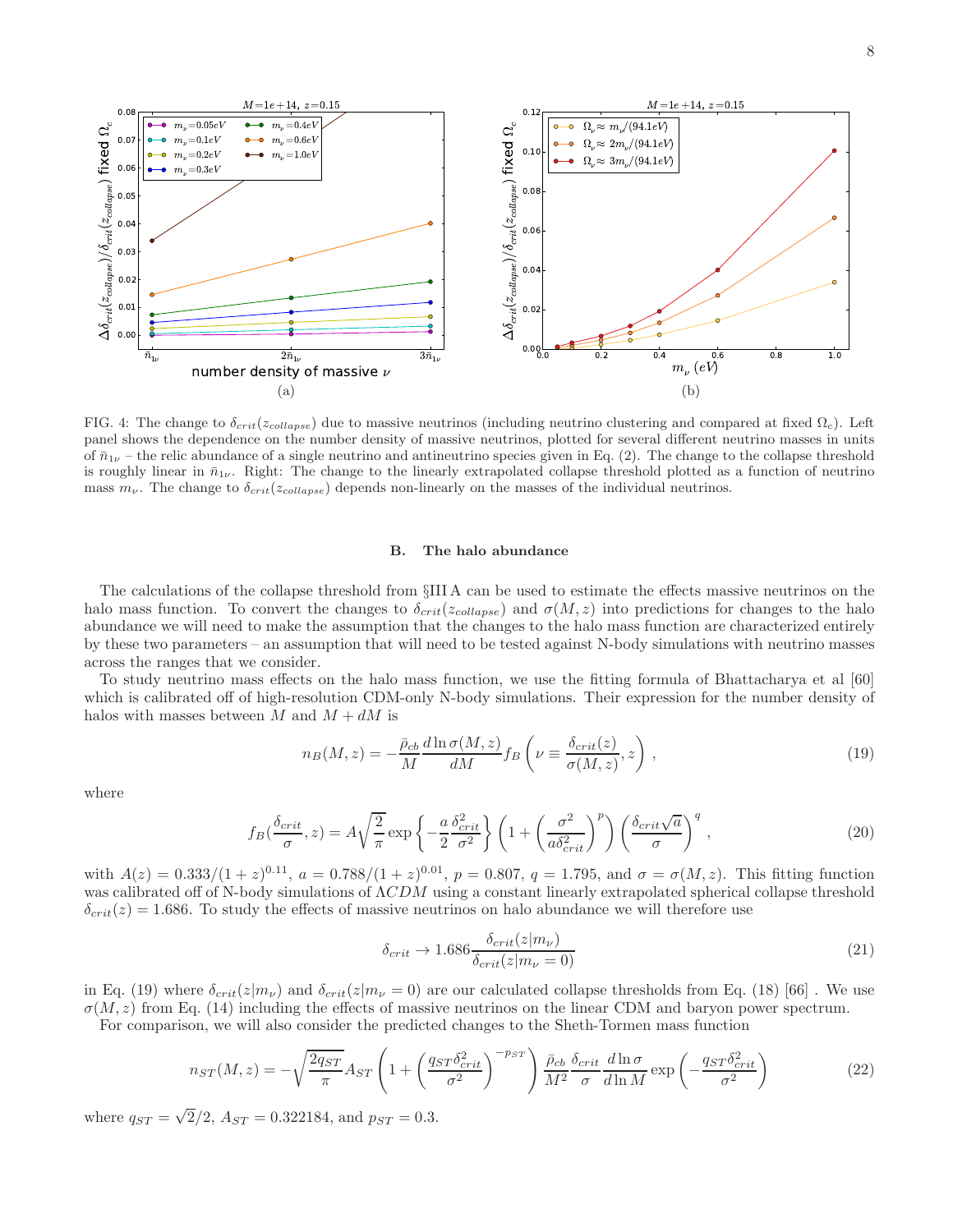FIG. 4: The change to $\delta_{crit}(z_{collapse})$ due to massive neutrinos (including neutrino clustering and compared at fixed $\Omega_c$). Left panel shows the dependence on the number density of massive neutrinos, plotted for several different neutrino masses in units of $\bar{n}_{1\nu}$ – the relic abundance of a single neutrino and antineutrino species given in Eq. (2). The change to the collapse threshold is roughly linear in $\bar{n}_{1\nu}$. Right: The change to the linearly extrapolated collapse threshold plotted as a function of neutrino mass $m_\nu$. The change to $\delta_{crit}(z_{collapse})$ depends non-linearly on the masses of the individual neutrinos.

### B. The halo abundance

The calculations of the collapse threshold from §III A can be used to estimate the effects massive neutrinos on the halo mass function. To convert the changes to $\delta_{crit}(z_{collapse})$ and $\sigma(M,z)$ into predictions for changes to the halo abundance we will need to make the assumption that the changes to the halo mass function are characterized entirely by these two parameters – an assumption that will need to be tested against N-body simulations with neutrino masses across the ranges that we consider.

To study neutrino mass effects on the halo mass function, we use the fitting formula of Bhattacharya et al [60] which is calibrated off of high-resolution CDM-only N-body simulations. Their expression for the number density of halos with masses between $M$ and $M+dM$ is

$$n_B(M,z) = -\frac{\bar{\rho}_{cb}}{M}\frac{d\ln\sigma(M,z)}{dM} f_B\left(\nu \equiv \frac{\delta_{crit}(z)}{\sigma(M,z)}, z\right), \tag{19}$$

where

$$f_B\left(\frac{\delta_{crit}}{\sigma}, z\right) = A\sqrt{\frac{2}{\pi}}\exp\left\{-\frac{a}{2}\frac{\delta_{crit}^2}{\sigma^2}\right\}\left(1+\left(\frac{\sigma^2}{a\delta_{crit}^2}\right)^p\right)\left(\frac{\delta_{crit}\sqrt{a}}{\sigma}\right)^q, \tag{20}$$

with $A(z) = 0.333/(1+z)^{0.11}$, $a = 0.788/(1+z)^{0.01}$, $p = 0.807$, $q = 1.795$, and $\sigma = \sigma(M,z)$. This fitting function was calibrated off of N-body simulations of $\Lambda CDM$ using a constant linearly extrapolated spherical collapse threshold $\delta_{crit}(z) = 1.686$. To study the effects of massive neutrinos on halo abundance we will therefore use

$$\delta_{crit} \rightarrow 1.686\frac{\delta_{crit}(z|m_\nu)}{\delta_{crit}(z|m_\nu = 0)} \tag{21}$$

in Eq. (19) where $\delta_{crit}(z|m_\nu)$ and $\delta_{crit}(z|m_\nu = 0)$ are our calculated collapse thresholds from Eq. (18) [66] . We use $\sigma(M,z)$ from Eq. (14) including the effects of massive neutrinos on the linear CDM and baryon power spectrum.

For comparison, we will also consider the predicted changes to the Sheth-Tormen mass function

$$n_{ST}(M,z) = -\sqrt{\frac{2q_{ST}}{\pi}}A_{ST}\left(1+\left(\frac{q_{ST}\delta_{crit}^2}{\sigma^2}\right)^{-p_{ST}}\right)\frac{\bar{\rho}_{cb}}{M^2}\frac{\delta_{crit}}{\sigma}\frac{d\ln\sigma}{d\ln M}\exp\left(-\frac{q_{ST}\delta_{crit}^2}{\sigma^2}\right) \tag{22}$$

where $q_{ST} = \sqrt{2}/2$, $A_{ST} = 0.322184$, and $p_{ST} = 0.3$.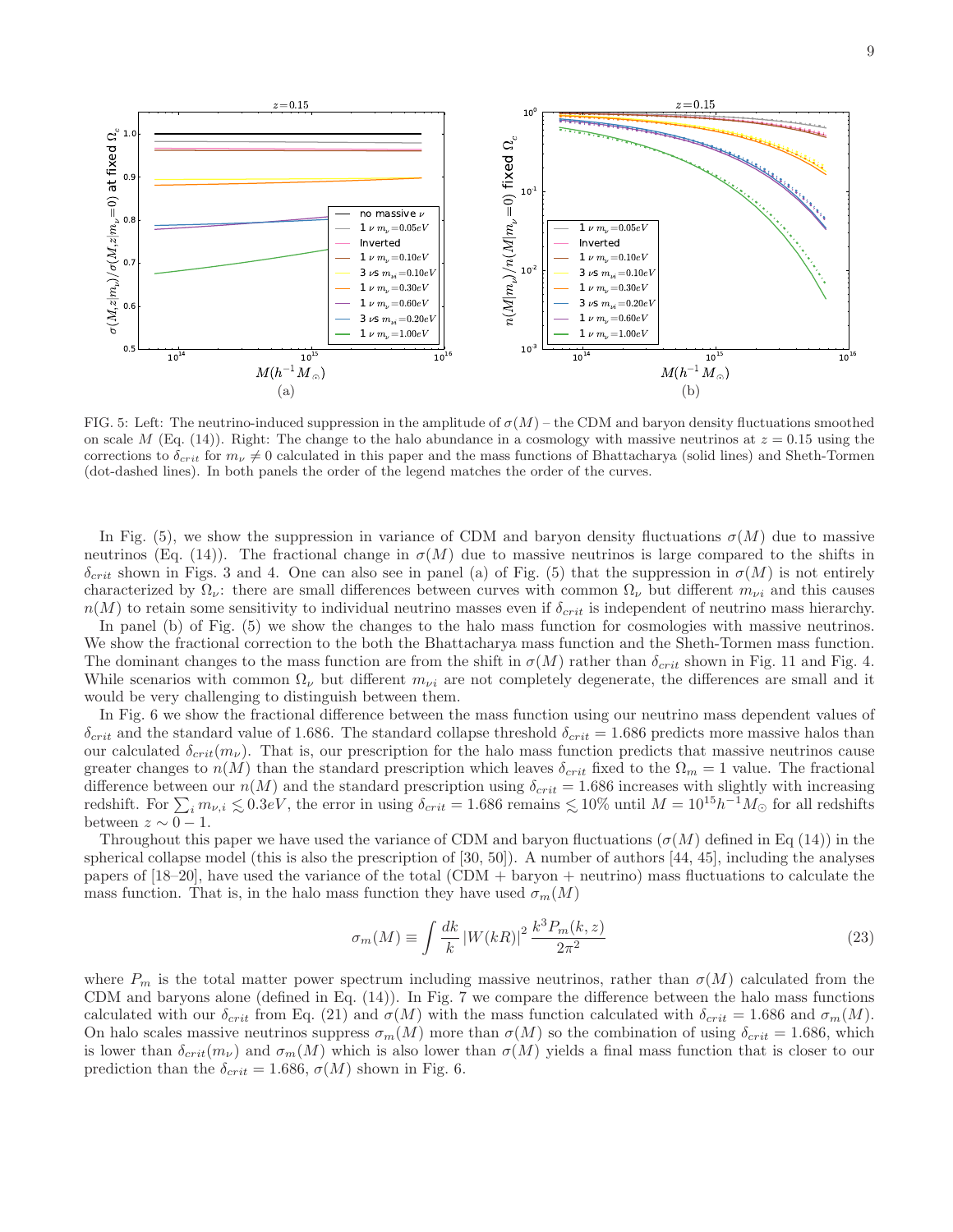FIG. 5: Left: The neutrino-induced suppression in the amplitude of $\sigma(M)$ – the CDM and baryon density fluctuations smoothed on scale $M$ (Eq. (14)). Right: The change to the halo abundance in a cosmology with massive neutrinos at $z = 0.15$ using the corrections to $\delta_{crit}$ for $m_\nu \neq 0$ calculated in this paper and the mass functions of Bhattacharya (solid lines) and Sheth-Tormen (dot-dashed lines). In both panels the order of the legend matches the order of the curves.

In Fig. (5), we show the suppression in variance of CDM and baryon density fluctuations $\sigma(M)$ due to massive neutrinos (Eq. (14)). The fractional change in $\sigma(M)$ due to massive neutrinos is large compared to the shifts in $\delta_{crit}$ shown in Figs. 3 and 4. One can also see in panel (a) of Fig. (5) that the suppression in $\sigma(M)$ is not entirely characterized by $\Omega_\nu$: there are small differences between curves with common $\Omega_\nu$ but different $m_{\nu i}$ and this causes $n(M)$ to retain some sensitivity to individual neutrino masses even if $\delta_{crit}$ is independent of neutrino mass hierarchy.

In panel (b) of Fig. (5) we show the changes to the halo mass function for cosmologies with massive neutrinos. We show the fractional correction to the both the Bhattacharya mass function and the Sheth-Tormen mass function. The dominant changes to the mass function are from the shift in $\sigma(M)$ rather than $\delta_{crit}$ shown in Fig. 11 and Fig. 4. While scenarios with common $\Omega_\nu$ but different $m_{\nu i}$ are not completely degenerate, the differences are small and it would be very challenging to distinguish between them.

In Fig. 6 we show the fractional difference between the mass function using our neutrino mass dependent values of $\delta_{crit}$ and the standard value of 1.686. The standard collapse threshold $\delta_{crit} = 1.686$ predicts more massive halos than our calculated $\delta_{crit}(m_\nu)$. That is, our prescription for the halo mass function predicts that massive neutrinos cause greater changes to $n(M)$ than the standard prescription which leaves $\delta_{crit}$ fixed to the $\Omega_m = 1$ value. The fractional difference between our $n(M)$ and the standard prescription using $\delta_{crit} = 1.686$ increases with slightly with increasing redshift. For $\sum_i m_{\nu,i} \lesssim 0.3eV$, the error in using $\delta_{crit} = 1.686$ remains $\lesssim 10\%$ until $M = 10^{15} h^{-1} M_\odot$ for all redshifts between $z \sim 0 - 1$.

Throughout this paper we have used the variance of CDM and baryon fluctuations ($\sigma(M)$ defined in Eq (14)) in the spherical collapse model (this is also the prescription of [30, 50]). A number of authors [44, 45], including the analyses papers of [18–20], have used the variance of the total (CDM + baryon + neutrino) mass fluctuations to calculate the mass function. That is, in the halo mass function they have used $\sigma_m(M)$

$$\sigma_m(M) \equiv \int \frac{dk}{k} |W(kR)|^2 \frac{k^3 P_m(k,z)}{2\pi^2} \tag{23}$$

where $P_m$ is the total matter power spectrum including massive neutrinos, rather than $\sigma(M)$ calculated from the CDM and baryons alone (defined in Eq. (14)). In Fig. 7 we compare the difference between the halo mass functions calculated with our $\delta_{crit}$ from Eq. (21) and $\sigma(M)$ with the mass function calculated with $\delta_{crit} = 1.686$ and $\sigma_m(M)$. On halo scales massive neutrinos suppress $\sigma_m(M)$ more than $\sigma(M)$ so the combination of using $\delta_{crit} = 1.686$, which is lower than $\delta_{crit}(m_\nu)$ and $\sigma_m(M)$ which is also lower than $\sigma(M)$ yields a final mass function that is closer to our prediction than the $\delta_{crit} = 1.686$, $\sigma(M)$ shown in Fig. 6.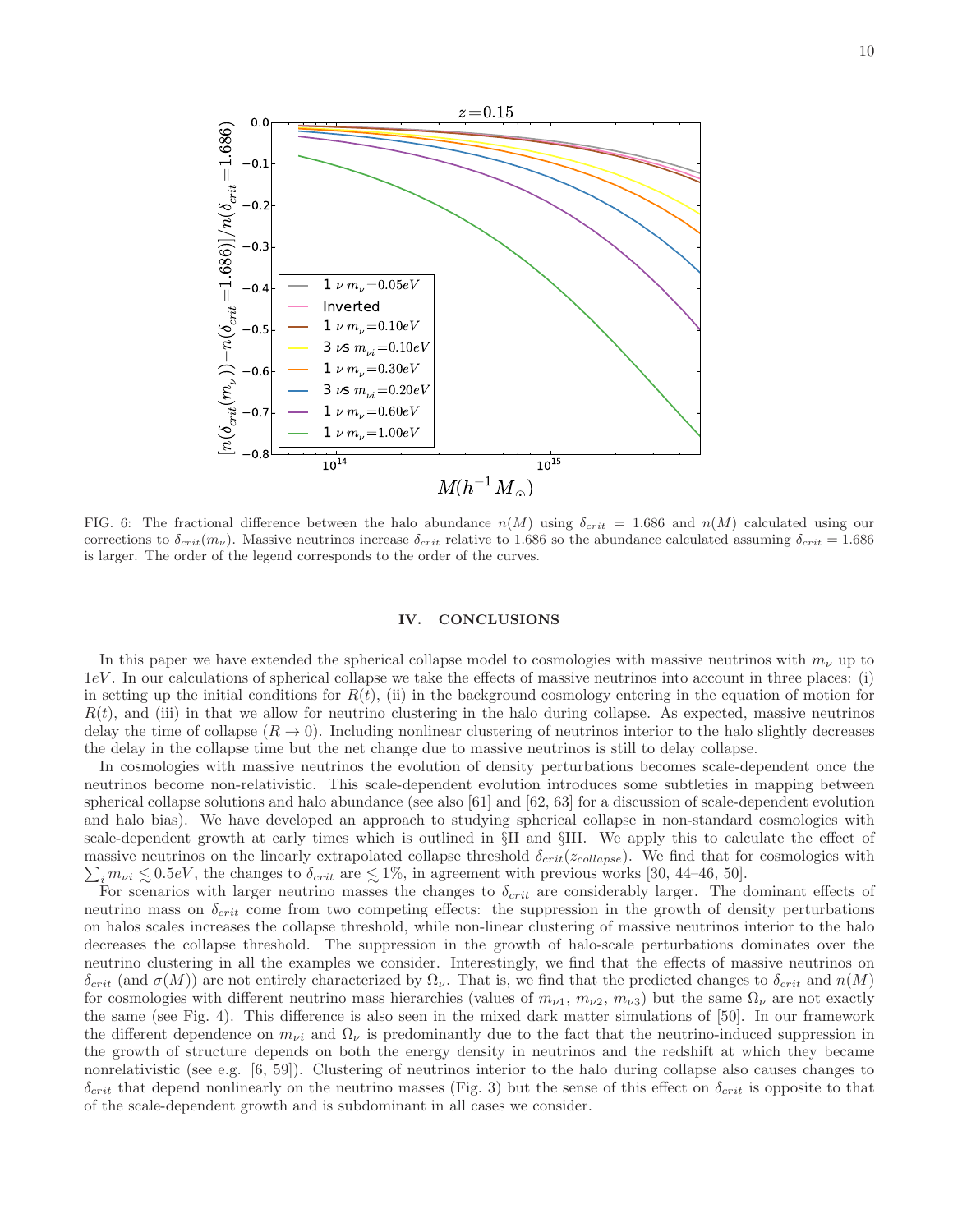FIG. 6: The fractional difference between the halo abundance $n(M)$ using $\delta_{crit} = 1.686$ and $n(M)$ calculated using our corrections to $\delta_{crit}(m_\nu)$. Massive neutrinos increase $\delta_{crit}$ relative to 1.686 so the abundance calculated assuming $\delta_{crit} = 1.686$ is larger. The order of the legend corresponds to the order of the curves.

## IV. CONCLUSIONS

In this paper we have extended the spherical collapse model to cosmologies with massive neutrinos with $m_\nu$ up to $1eV$. In our calculations of spherical collapse we take the effects of massive neutrinos into account in three places: (i) in setting up the initial conditions for $R(t)$, (ii) in the background cosmology entering in the equation of motion for $R(t)$, and (iii) in that we allow for neutrino clustering in the halo during collapse. As expected, massive neutrinos delay the time of collapse ($R \to 0$). Including nonlinear clustering of neutrinos interior to the halo slightly decreases the delay in the collapse time but the net change due to massive neutrinos is still to delay collapse.

In cosmologies with massive neutrinos the evolution of density perturbations becomes scale-dependent once the neutrinos become non-relativistic. This scale-dependent evolution introduces some subtleties in mapping between spherical collapse solutions and halo abundance (see also [61] and [62, 63] for a discussion of scale-dependent evolution and halo bias). We have developed an approach to studying spherical collapse in non-standard cosmologies with scale-dependent growth at early times which is outlined in §II and §III. We apply this to calculate the effect of massive neutrinos on the linearly extrapolated collapse threshold $\delta_{crit}(z_{collapse})$. We find that for cosmologies with $\sum_i m_{\nu i} \lesssim 0.5eV$, the changes to $\delta_{crit}$ are $\lesssim 1\%$, in agreement with previous works [30, 44–46, 50].

For scenarios with larger neutrino masses the changes to $\delta_{crit}$ are considerably larger. The dominant effects of neutrino mass on $\delta_{crit}$ come from two competing effects: the suppression in the growth of density perturbations on halos scales increases the collapse threshold, while non-linear clustering of massive neutrinos interior to the halo decreases the collapse threshold. The suppression in the growth of halo-scale perturbations dominates over the neutrino clustering in all the examples we consider. Interestingly, we find that the effects of massive neutrinos on $\delta_{crit}$ (and $\sigma(M)$) are not entirely characterized by $\Omega_\nu$. That is, we find that the predicted changes to $\delta_{crit}$ and $n(M)$ for cosmologies with different neutrino mass hierarchies (values of $m_{\nu 1}$, $m_{\nu 2}$, $m_{\nu 3}$) but the same $\Omega_\nu$ are not exactly the same (see Fig. 4). This difference is also seen in the mixed dark matter simulations of [50]. In our framework the different dependence on $m_{\nu i}$ and $\Omega_\nu$ is predominantly due to the fact that the neutrino-induced suppression in the growth of structure depends on both the energy density in neutrinos and the redshift at which they became nonrelativistic (see e.g. [6, 59]). Clustering of neutrinos interior to the halo during collapse also causes changes to $\delta_{crit}$ that depend nonlinearly on the neutrino masses (Fig. 3) but the sense of this effect on $\delta_{crit}$ is opposite to that of the scale-dependent growth and is subdominant in all cases we consider.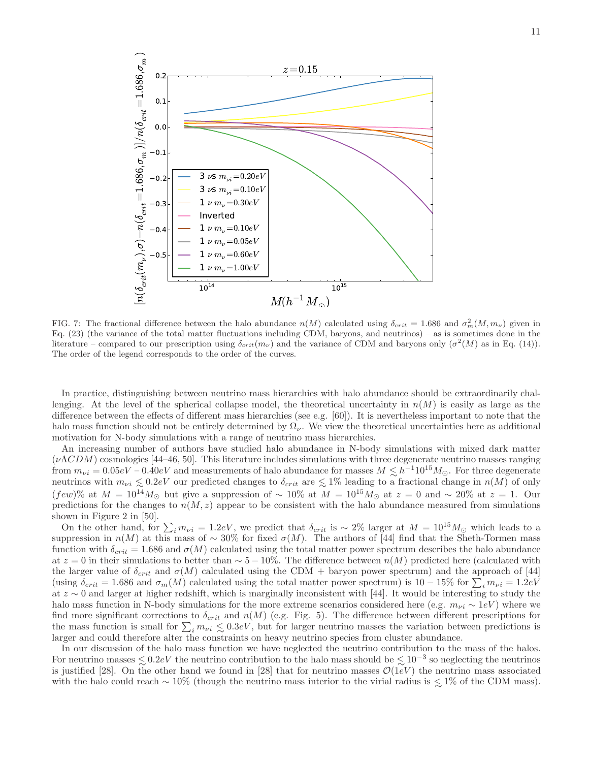FIG. 7: The fractional difference between the halo abundance $n(M)$ calculated using $\delta_{crit} = 1.686$ and $\sigma_m^2(M, m_\nu)$ given in Eq. (23) (the variance of the total matter fluctuations including CDM, baryons, and neutrinos) – as is sometimes done in the literature – compared to our prescription using $\delta_{crit}(m_\nu)$ and the variance of CDM and baryons only ($\sigma^2(M)$ as in Eq. (14)). The order of the legend corresponds to the order of the curves.

In practice, distinguishing between neutrino mass hierarchies with halo abundance should be extraordinarily challenging. At the level of the spherical collapse model, the theoretical uncertainty in $n(M)$ is easily as large as the difference between the effects of different mass hierarchies (see e.g. [60]). It is nevertheless important to note that the halo mass function should not be entirely determined by $\Omega_\nu$. We view the theoretical uncertainties here as additional motivation for N-body simulations with a range of neutrino mass hierarchies.

An increasing number of authors have studied halo abundance in N-body simulations with mixed dark matter ($\nu\Lambda CDM$) cosmologies [44–46, 50]. This literature includes simulations with three degenerate neutrino masses ranging from $m_{\nu i} = 0.05eV$ – $0.40eV$ and measurements of halo abundance for masses $M \lesssim h^{-1}10^{15}M_\odot$. For three degenerate neutrinos with $m_{\nu i} \lesssim 0.2eV$ our predicted changes to $\delta_{crit}$ are $\lesssim 1\%$ leading to a fractional change in $n(M)$ of only $(few)\%$ at $M = 10^{14}M_\odot$ but give a suppression of $\sim 10\%$ at $M = 10^{15}M_\odot$ at $z = 0$ and $\sim 20\%$ at $z = 1$. Our predictions for the changes to $n(M, z)$ appear to be consistent with the halo abundance measured from simulations shown in Figure 2 in [50].

On the other hand, for $\sum_i m_{\nu i} = 1.2eV$, we predict that $\delta_{crit}$ is $\sim 2\%$ larger at $M = 10^{15}M_\odot$ which leads to a suppression in $n(M)$ at this mass of $\sim 30\%$ for fixed $\sigma(M)$. The authors of [44] find that the Sheth-Tormen mass function with $\delta_{crit} = 1.686$ and $\sigma(M)$ calculated using the total matter power spectrum describes the halo abundance at $z = 0$ in their simulations to better than $\sim 5 - 10\%$. The difference between $n(M)$ predicted here (calculated with the larger value of $\delta_{crit}$ and $\sigma(M)$ calculated using the CDM + baryon power spectrum) and the approach of [44] (using $\delta_{crit} = 1.686$ and $\sigma_m(M)$ calculated using the total matter power spectrum) is $10 - 15\%$ for $\sum_i m_{\nu i} = 1.2eV$ at $z \sim 0$ and larger at higher redshift, which is marginally inconsistent with [44]. It would be interesting to study the halo mass function in N-body simulations for the more extreme scenarios considered here (e.g. $m_{\nu i} \sim 1eV$) where we find more significant corrections to $\delta_{crit}$ and $n(M)$ (e.g. Fig. 5). The difference between different prescriptions for the mass function is small for $\sum_i m_{\nu i} \lesssim 0.3eV$, but for larger neutrino masses the variation between predictions is larger and could therefore alter the constraints on heavy neutrino species from cluster abundance.

In our discussion of the halo mass function we have neglected the neutrino contribution to the mass of the halos. For neutrino masses $\lesssim 0.2eV$ the neutrino contribution to the halo mass should be $\lesssim 10^{-3}$ so neglecting the neutrinos is justified [28]. On the other hand we found in [28] that for neutrino masses $\mathcal{O}(1eV)$ the neutrino mass associated with the halo could reach $\sim 10\%$ (though the neutrino mass interior to the virial radius is $\lesssim 1\%$ of the CDM mass).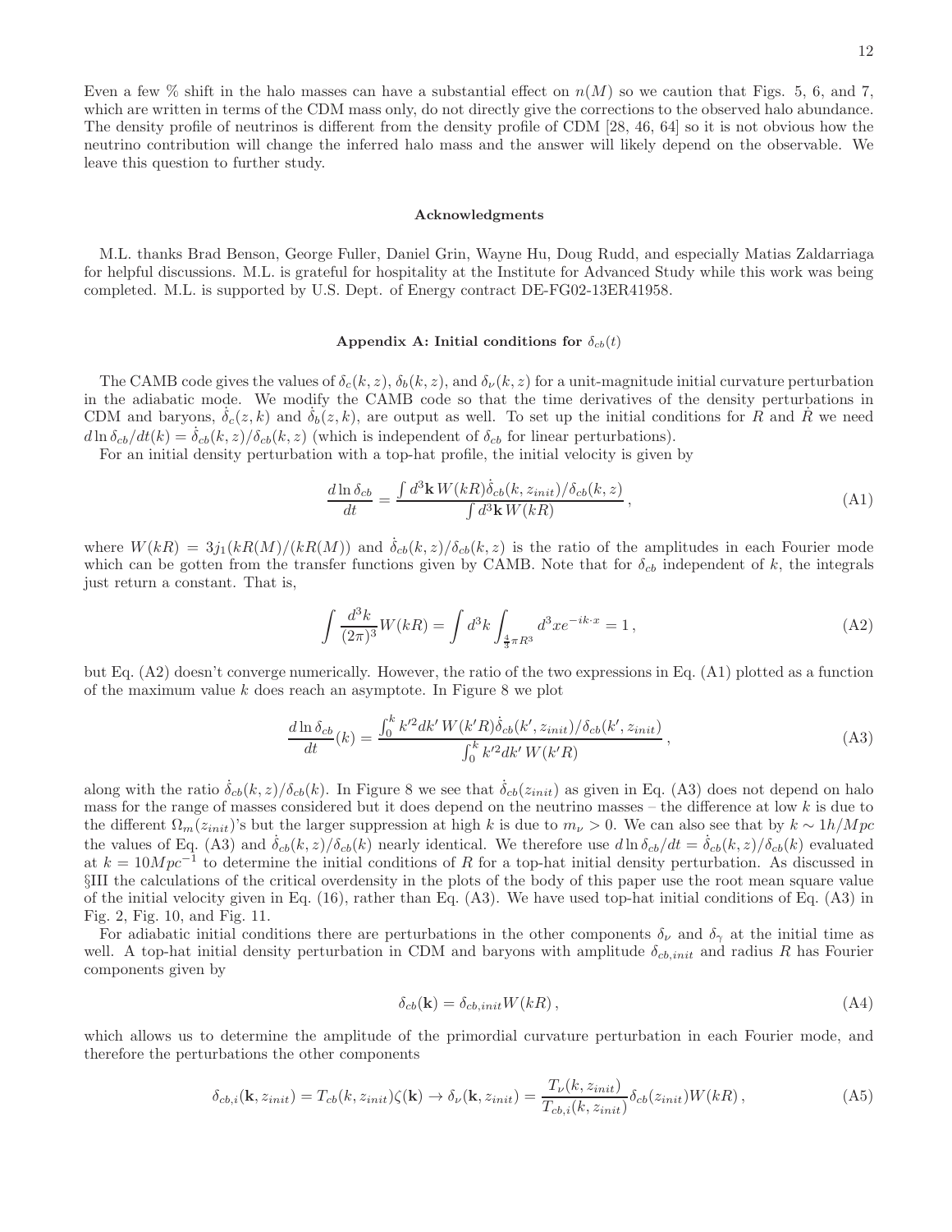Even a few % shift in the halo masses can have a substantial effect on $n(M)$ so we caution that Figs. 5, 6, and 7, which are written in terms of the CDM mass only, do not directly give the corrections to the observed halo abundance. The density profile of neutrinos is different from the density profile of CDM [28, 46, 64] so it is not obvious how the neutrino contribution will change the inferred halo mass and the answer will likely depend on the observable. We leave this question to further study.

### Acknowledgments

M.L. thanks Brad Benson, George Fuller, Daniel Grin, Wayne Hu, Doug Rudd, and especially Matias Zaldarriaga for helpful discussions. M.L. is grateful for hospitality at the Institute for Advanced Study while this work was being completed. M.L. is supported by U.S. Dept. of Energy contract DE-FG02-13ER41958.

### Appendix A: Initial conditions for $\delta_{cb}(t)$

The CAMB code gives the values of $\delta_c(k,z)$, $\delta_b(k,z)$, and $\delta_\nu(k,z)$ for a unit-magnitude initial curvature perturbation in the adiabatic mode. We modify the CAMB code so that the time derivatives of the density perturbations in CDM and baryons, $\dot{\delta}_c(z,k)$ and $\dot{\delta}_b(z,k)$, are output as well. To set up the initial conditions for $R$ and $\dot{R}$ we need $d\ln\delta_{cb}/dt(k) = \dot{\delta}_{cb}(k,z)/\delta_{cb}(k,z)$ (which is independent of $\delta_{cb}$ for linear perturbations).

For an initial density perturbation with a top-hat profile, the initial velocity is given by

$$\frac{d\ln\delta_{cb}}{dt} = \frac{\int d^3\mathbf{k}\, W(kR)\dot{\delta}_{cb}(k,z_{init})/\delta_{cb}(k,z)}{\int d^3\mathbf{k}\, W(kR)}\,, \tag{A1}$$

where $W(kR) = 3j_1(kR(M)/(kR(M))$ and $\dot{\delta}_{cb}(k,z)/\delta_{cb}(k,z)$ is the ratio of the amplitudes in each Fourier mode which can be gotten from the transfer functions given by CAMB. Note that for $\delta_{cb}$ independent of $k$, the integrals just return a constant. That is,

$$\int \frac{d^3k}{(2\pi)^3} W(kR) = \int d^3k \int_{\frac{4}{3}\pi R^3} d^3x e^{-ik\cdot x} = 1\,, \tag{A2}$$

but Eq. (A2) doesn't converge numerically. However, the ratio of the two expressions in Eq. (A1) plotted as a function of the maximum value $k$ does reach an asymptote. In Figure 8 we plot

$$\frac{d\ln\delta_{cb}}{dt}(k) = \frac{\int_0^k k'^2 dk'\, W(k'R)\dot{\delta}_{cb}(k',z_{init})/\delta_{cb}(k',z_{init})}{\int_0^k k'^2 dk'\, W(k'R)}\,, \tag{A3}$$

along with the ratio $\dot{\delta}_{cb}(k,z)/\delta_{cb}(k)$. In Figure 8 we see that $\dot{\delta}_{cb}(z_{init})$ as given in Eq. (A3) does not depend on halo mass for the range of masses considered but it does depend on the neutrino masses – the difference at low $k$ is due to the different $\Omega_m(z_{init})$'s but the larger suppression at high $k$ is due to $m_\nu > 0$. We can also see that by $k \sim 1h/Mpc$ the values of Eq. (A3) and $\dot{\delta}_{cb}(k,z)/\delta_{cb}(k)$ nearly identical. We therefore use $d\ln\delta_{cb}/dt = \dot{\delta}_{cb}(k,z)/\delta_{cb}(k)$ evaluated at $k = 10Mpc^{-1}$ to determine the initial conditions of $R$ for a top-hat initial density perturbation. As discussed in §III the calculations of the critical overdensity in the plots of the body of this paper use the root mean square value of the initial velocity given in Eq. (16), rather than Eq. (A3). We have used top-hat initial conditions of Eq. (A3) in Fig. 2, Fig. 10, and Fig. 11.

For adiabatic initial conditions there are perturbations in the other components $\delta_\nu$ and $\delta_\gamma$ at the initial time as well. A top-hat initial density perturbation in CDM and baryons with amplitude $\delta_{cb,init}$ and radius $R$ has Fourier components given by

$$\delta_{cb}(\mathbf{k}) = \delta_{cb,init} W(kR)\,, \tag{A4}$$

which allows us to determine the amplitude of the primordial curvature perturbation in each Fourier mode, and therefore the perturbations the other components

$$\delta_{cb,i}(\mathbf{k},z_{init}) = T_{cb}(k,z_{init})\zeta(\mathbf{k}) \to \delta_\nu(\mathbf{k},z_{init}) = \frac{T_\nu(k,z_{init})}{T_{cb,i}(k,z_{init})}\delta_{cb}(z_{init})W(kR)\,, \tag{A5}$$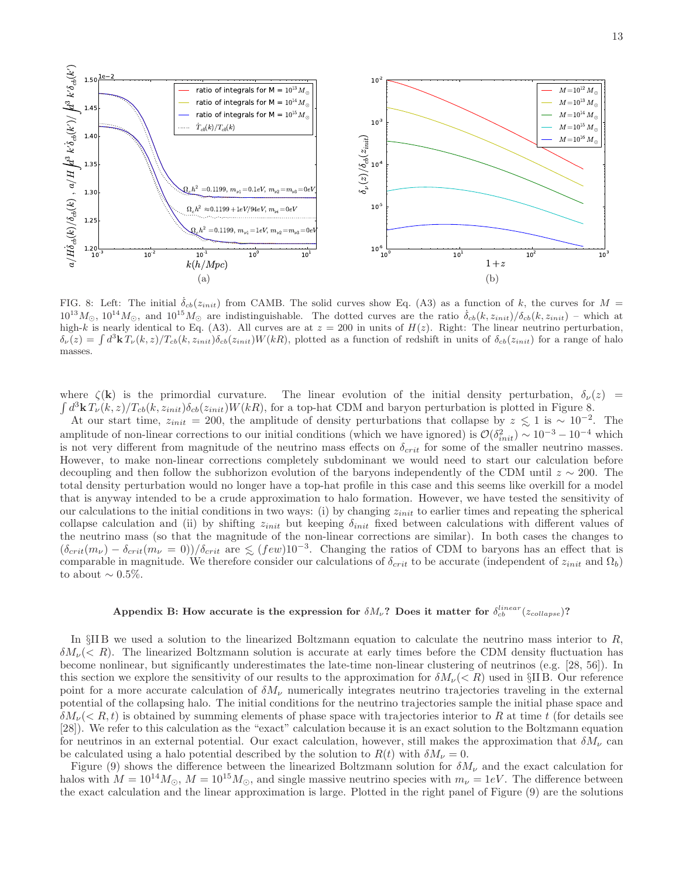FIG. 8: Left: The initial $\dot{\delta}_{cb}(z_{init})$ from CAMB. The solid curves show Eq. (A3) as a function of $k$, the curves for $M = 10^{13}M_\odot$, $10^{14}M_\odot$, and $10^{15}M_\odot$ are indistinguishable. The dotted curves are the ratio $\dot{\delta}_{cb}(k, z_{init})/\delta_{cb}(k, z_{init})$ – which at high-$k$ is nearly identical to Eq. (A3). All curves are at $z = 200$ in units of $H(z)$. Right: The linear neutrino perturbation, $\delta_\nu(z) = \int d^3\mathbf{k}\, T_\nu(k, z)/T_{cb}(k, z_{init})\delta_{cb}(z_{init})W(kR)$, plotted as a function of redshift in units of $\delta_{cb}(z_{init})$ for a range of halo masses.

where $\zeta(\mathbf{k})$ is the primordial curvature. The linear evolution of the initial density perturbation, $\delta_\nu(z) = \int d^3\mathbf{k}\, T_\nu(k, z)/T_{cb}(k, z_{init})\delta_{cb}(z_{init})W(kR)$, for a top-hat CDM and baryon perturbation is plotted in Figure 8.

At our start time, $z_{init} = 200$, the amplitude of density perturbations that collapse by $z \lesssim 1$ is $\sim 10^{-2}$. The amplitude of non-linear corrections to our initial conditions (which we have ignored) is $\mathcal{O}(\delta_{init}^2) \sim 10^{-3} - 10^{-4}$ which is not very different from magnitude of the neutrino mass effects on $\delta_{crit}$ for some of the smaller neutrino masses. However, to make non-linear corrections completely subdominant we would need to start our calculation before decoupling and then follow the subhorizon evolution of the baryons independently of the CDM until $z \sim 200$. The total density perturbation would no longer have a top-hat profile in this case and this seems like overkill for a model that is anyway intended to be a crude approximation to halo formation. However, we have tested the sensitivity of our calculations to the initial conditions in two ways: (i) by changing $z_{init}$ to earlier times and repeating the spherical collapse calculation and (ii) by shifting $z_{init}$ but keeping $\delta_{init}$ fixed between calculations with different values of the neutrino mass (so that the magnitude of the non-linear corrections are similar). In both cases the changes to $(\delta_{crit}(m_\nu) - \delta_{crit}(m_\nu = 0))/\delta_{crit}$ are $\lesssim (few)10^{-3}$. Changing the ratios of CDM to baryons has an effect that is comparable in magnitude. We therefore consider our calculations of $\delta_{crit}$ to be accurate (independent of $z_{init}$ and $\Omega_b$) to about $\sim 0.5\%$.

## Appendix B: How accurate is the expression for $\delta M_\nu$? Does it matter for $\delta_{cb}^{linear}(z_{collapse})$?

In §II B we used a solution to the linearized Boltzmann equation to calculate the neutrino mass interior to $R$, $\delta M_\nu(< R)$. The linearized Boltzmann solution is accurate at early times before the CDM density fluctuation has become nonlinear, but significantly underestimates the late-time non-linear clustering of neutrinos (e.g. [28, 56]). In this section we explore the sensitivity of our results to the approximation for $\delta M_\nu(< R)$ used in §II B. Our reference point for a more accurate calculation of $\delta M_\nu$ numerically integrates neutrino trajectories traveling in the external potential of the collapsing halo. The initial conditions for the neutrino trajectories sample the initial phase space and $\delta M_\nu(< R, t)$ is obtained by summing elements of phase space with trajectories interior to $R$ at time $t$ (for details see [28]). We refer to this calculation as the "exact" calculation because it is an exact solution to the Boltzmann equation for neutrinos in an external potential. Our exact calculation, however, still makes the approximation that $\delta M_\nu$ can be calculated using a halo potential described by the solution to $R(t)$ with $\delta M_\nu = 0$.

Figure (9) shows the difference between the linearized Boltzmann solution for $\delta M_\nu$ and the exact calculation for halos with $M = 10^{14}M_\odot$, $M = 10^{15}M_\odot$, and single massive neutrino species with $m_\nu = 1eV$. The difference between the exact calculation and the linear approximation is large. Plotted in the right panel of Figure (9) are the solutions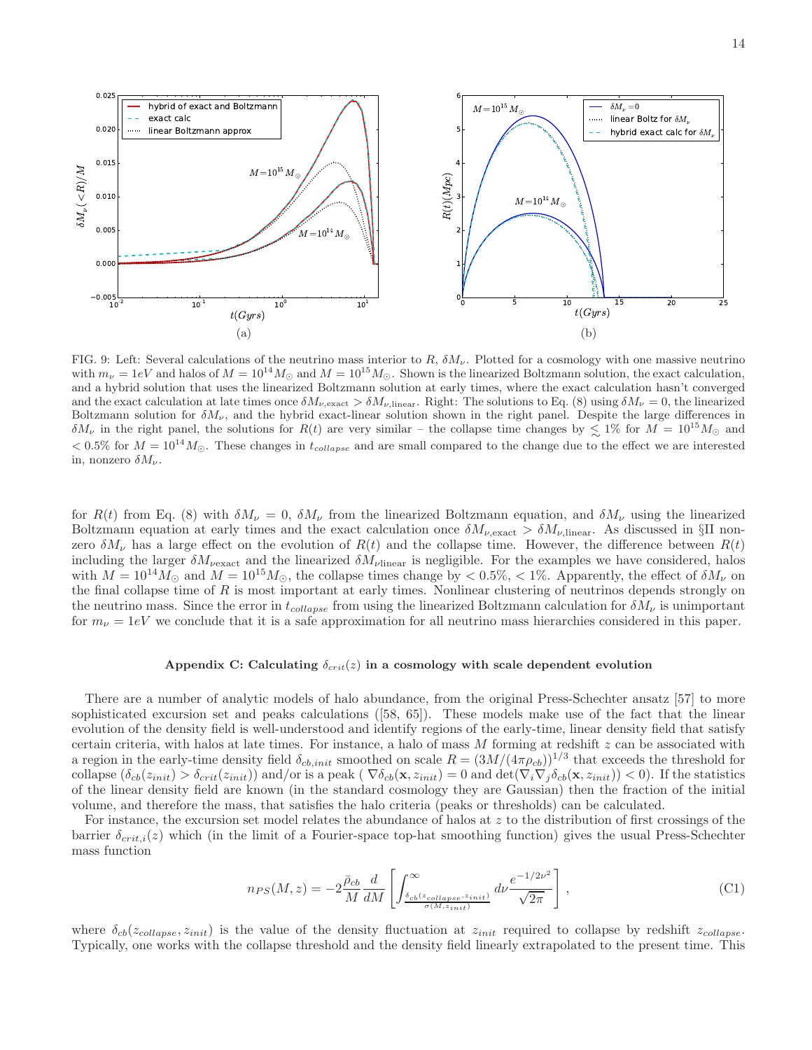FIG. 9: Left: Several calculations of the neutrino mass interior to $R$, $\delta M_\nu$. Plotted for a cosmology with one massive neutrino with $m_\nu = 1eV$ and halos of $M = 10^{14} M_\odot$ and $M = 10^{15} M_\odot$. Shown is the linearized Boltzmann solution, the exact calculation, and a hybrid solution that uses the linearized Boltzmann solution at early times, where the exact calculation hasn't converged and the exact calculation at late times once $\delta M_{\nu,\mathrm{exact}} > \delta M_{\nu,\mathrm{linear}}$. Right: The solutions to Eq. (8) using $\delta M_\nu = 0$, the linearized Boltzmann solution for $\delta M_\nu$, and the hybrid exact-linear solution shown in the right panel. Despite the large differences in $\delta M_\nu$ in the right panel, the solutions for $R(t)$ are very similar – the collapse time changes by $\lesssim 1\%$ for $M = 10^{15} M_\odot$ and $< 0.5\%$ for $M = 10^{14} M_\odot$. These changes in $t_{collapse}$ and are small compared to the change due to the effect we are interested in, nonzero $\delta M_\nu$.

for $R(t)$ from Eq. (8) with $\delta M_\nu = 0$, $\delta M_\nu$ from the linearized Boltzmann equation, and $\delta M_\nu$ using the linearized Boltzmann equation at early times and the exact calculation once $\delta M_{\nu,\mathrm{exact}} > \delta M_{\nu,\mathrm{linear}}$. As discussed in §II nonzero $\delta M_\nu$ has a large effect on the evolution of $R(t)$ and the collapse time. However, the difference between $R(t)$ including the larger $\delta M_{\nu\mathrm{exact}}$ and the linearized $\delta M_{\nu\mathrm{linear}}$ is negligible. For the examples we have considered, halos with $M = 10^{14} M_\odot$ and $M = 10^{15} M_\odot$, the collapse times change by $< 0.5\%$, $< 1\%$. Apparently, the effect of $\delta M_\nu$ on the final collapse time of $R$ is most important at early times. Nonlinear clustering of neutrinos depends strongly on the neutrino mass. Since the error in $t_{collapse}$ from using the linearized Boltzmann calculation for $\delta M_\nu$ is unimportant for $m_\nu = 1eV$ we conclude that it is a safe approximation for all neutrino mass hierarchies considered in this paper.

## Appendix C: Calculating $\delta_{crit}(z)$ in a cosmology with scale dependent evolution

There are a number of analytic models of halo abundance, from the original Press-Schechter ansatz [57] to more sophisticated excursion set and peaks calculations ([58, 65]). These models make use of the fact that the linear evolution of the density field is well-understood and identify regions of the early-time, linear density field that satisfy certain criteria, with halos at late times. For instance, a halo of mass $M$ forming at redshift $z$ can be associated with a region in the early-time density field $\delta_{cb,init}$ smoothed on scale $R = (3M/(4\pi\rho_{cb}))^{1/3}$ that exceeds the threshold for collapse ($\delta_{cb}(z_{init}) > \delta_{crit}(z_{init})$) and/or is a peak ( $\nabla\delta_{cb}(\mathbf{x}, z_{init}) = 0$ and $\det(\nabla_i\nabla_j\delta_{cb}(\mathbf{x}, z_{init})) < 0$). If the statistics of the linear density field are known (in the standard cosmology they are Gaussian) then the fraction of the initial volume, and therefore the mass, that satisfies the halo criteria (peaks or thresholds) can be calculated.

For instance, the excursion set model relates the abundance of halos at $z$ to the distribution of first crossings of the barrier $\delta_{crit,i}(z)$ which (in the limit of a Fourier-space top-hat smoothing function) gives the usual Press-Schechter mass function

$$n_{PS}(M, z) = -2\frac{\bar{\rho}_{cb}}{M}\frac{d}{dM}\left[\int_{\frac{\delta_{cb}(z_{collapse}, z_{init})}{\sigma(M, z_{init})}}^{\infty} d\nu \frac{e^{-1/2\nu^2}}{\sqrt{2\pi}}\right], \tag{C1}$$

where $\delta_{cb}(z_{collapse}, z_{init})$ is the value of the density fluctuation at $z_{init}$ required to collapse by redshift $z_{collapse}$. Typically, one works with the collapse threshold and the density field linearly extrapolated to the present time. This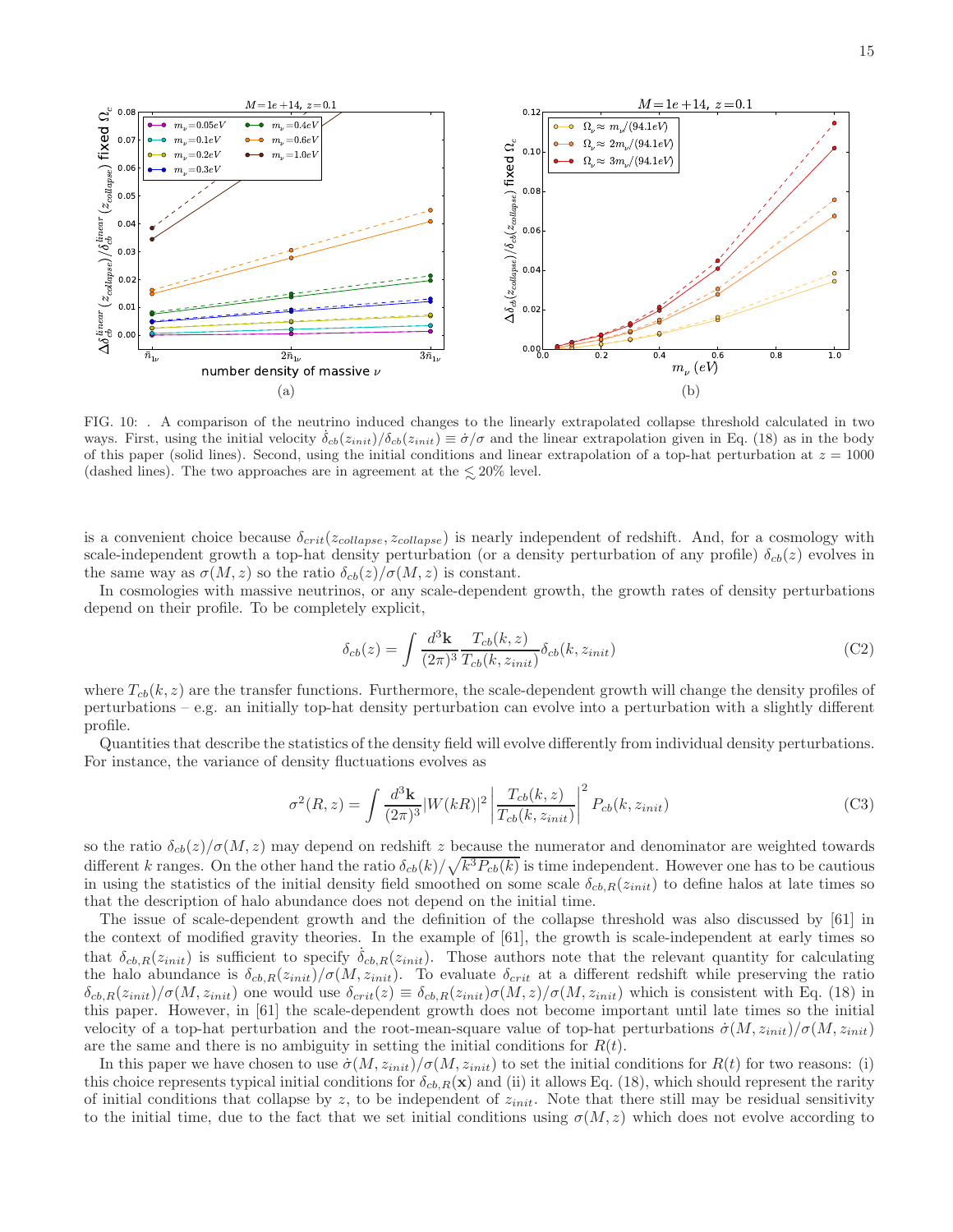FIG. 10: . A comparison of the neutrino induced changes to the linearly extrapolated collapse threshold calculated in two ways. First, using the initial velocity $\dot{\delta}_{cb}(z_{init})/\delta_{cb}(z_{init}) \equiv \dot{\sigma}/\sigma$ and the linear extrapolation given in Eq. (18) as in the body of this paper (solid lines). Second, using the initial conditions and linear extrapolation of a top-hat perturbation at $z = 1000$ (dashed lines). The two approaches are in agreement at the $\lesssim 20\%$ level.

is a convenient choice because $\delta_{crit}(z_{collapse}, z_{collapse})$ is nearly independent of redshift. And, for a cosmology with scale-independent growth a top-hat density perturbation (or a density perturbation of any profile) $\delta_{cb}(z)$ evolves in the same way as $\sigma(M, z)$ so the ratio $\delta_{cb}(z)/\sigma(M, z)$ is constant.

In cosmologies with massive neutrinos, or any scale-dependent growth, the growth rates of density perturbations depend on their profile. To be completely explicit,

$$\delta_{cb}(z) = \int \frac{d^3\mathbf{k}}{(2\pi)^3} \frac{T_{cb}(k, z)}{T_{cb}(k, z_{init})} \delta_{cb}(k, z_{init}) \tag{C2}$$

where $T_{cb}(k, z)$ are the transfer functions. Furthermore, the scale-dependent growth will change the density profiles of perturbations – e.g. an initially top-hat density perturbation can evolve into a perturbation with a slightly different profile.

Quantities that describe the statistics of the density field will evolve differently from individual density perturbations. For instance, the variance of density fluctuations evolves as

$$\sigma^2(R, z) = \int \frac{d^3\mathbf{k}}{(2\pi)^3} |W(kR)|^2 \left| \frac{T_{cb}(k, z)}{T_{cb}(k, z_{init})} \right|^2 P_{cb}(k, z_{init}) \tag{C3}$$

so the ratio $\delta_{cb}(z)/\sigma(M, z)$ may depend on redshift $z$ because the numerator and denominator are weighted towards different $k$ ranges. On the other hand the ratio $\delta_{cb}(k)/\sqrt{k^3 P_{cb}(k)}$ is time independent. However one has to be cautious in using the statistics of the initial density field smoothed on some scale $\delta_{cb,R}(z_{init})$ to define halos at late times so that the description of halo abundance does not depend on the initial time.

The issue of scale-dependent growth and the definition of the collapse threshold was also discussed by [61] in the context of modified gravity theories. In the example of [61], the growth is scale-independent at early times so that $\delta_{cb,R}(z_{init})$ is sufficient to specify $\dot{\delta}_{cb,R}(z_{init})$. Those authors note that the relevant quantity for calculating the halo abundance is $\delta_{cb,R}(z_{init})/\sigma(M, z_{init})$. To evaluate $\delta_{crit}$ at a different redshift while preserving the ratio $\delta_{cb,R}(z_{init})/\sigma(M, z_{init})$ one would use $\delta_{crit}(z) \equiv \delta_{cb,R}(z_{init})\sigma(M, z)/\sigma(M, z_{init})$ which is consistent with Eq. (18) in this paper. However, in [61] the scale-dependent growth does not become important until late times so the initial velocity of a top-hat perturbation and the root-mean-square value of top-hat perturbations $\dot{\sigma}(M, z_{init})/\sigma(M, z_{init})$ are the same and there is no ambiguity in setting the initial conditions for $R(t)$.

In this paper we have chosen to use $\dot{\sigma}(M, z_{init})/\sigma(M, z_{init})$ to set the initial conditions for $R(t)$ for two reasons: (i) this choice represents typical initial conditions for $\delta_{cb,R}(\mathbf{x})$ and (ii) it allows Eq. (18), which should represent the rarity of initial conditions that collapse by $z$, to be independent of $z_{init}$. Note that there still may be residual sensitivity to the initial time, due to the fact that we set initial conditions using $\sigma(M, z)$ which does not evolve according to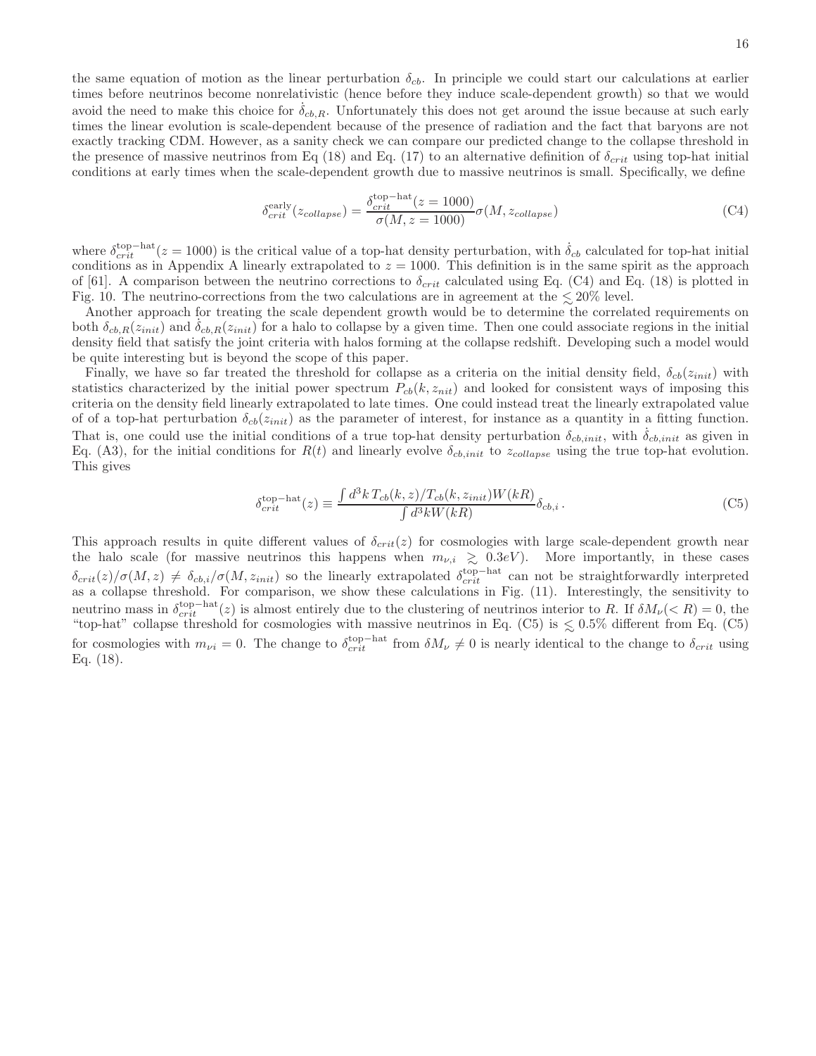the same equation of motion as the linear perturbation $\delta_{cb}$. In principle we could start our calculations at earlier times before neutrinos become nonrelativistic (hence before they induce scale-dependent growth) so that we would avoid the need to make this choice for $\dot{\delta}_{cb,R}$. Unfortunately this does not get around the issue because at such early times the linear evolution is scale-dependent because of the presence of radiation and the fact that baryons are not exactly tracking CDM. However, as a sanity check we can compare our predicted change to the collapse threshold in the presence of massive neutrinos from Eq (18) and Eq. (17) to an alternative definition of $\delta_{crit}$ using top-hat initial conditions at early times when the scale-dependent growth due to massive neutrinos is small. Specifically, we define

$$\delta_{crit}^{\rm early}(z_{collapse}) = \frac{\delta_{crit}^{\rm top-hat}(z=1000)}{\sigma(M, z=1000)}\sigma(M, z_{collapse}) \tag{C4}$$

where $\delta_{crit}^{\rm top-hat}(z=1000)$ is the critical value of a top-hat density perturbation, with $\dot{\delta}_{cb}$ calculated for top-hat initial conditions as in Appendix A linearly extrapolated to $z = 1000$. This definition is in the same spirit as the approach of [61]. A comparison between the neutrino corrections to $\delta_{crit}$ calculated using Eq. (C4) and Eq. (18) is plotted in Fig. 10. The neutrino-corrections from the two calculations are in agreement at the $\lesssim 20\%$ level.

Another approach for treating the scale dependent growth would be to determine the correlated requirements on both $\delta_{cb,R}(z_{init})$ and $\dot{\delta}_{cb,R}(z_{init})$ for a halo to collapse by a given time. Then one could associate regions in the initial density field that satisfy the joint criteria with halos forming at the collapse redshift. Developing such a model would be quite interesting but is beyond the scope of this paper.

Finally, we have so far treated the threshold for collapse as a criteria on the initial density field, $\delta_{cb}(z_{init})$ with statistics characterized by the initial power spectrum $P_{cb}(k, z_{nit})$ and looked for consistent ways of imposing this criteria on the density field linearly extrapolated to late times. One could instead treat the linearly extrapolated value of of a top-hat perturbation $\delta_{cb}(z_{init})$ as the parameter of interest, for instance as a quantity in a fitting function. That is, one could use the initial conditions of a true top-hat density perturbation $\delta_{cb,init}$, with $\dot{\delta}_{cb,init}$ as given in Eq. (A3), for the initial conditions for $R(t)$ and linearly evolve $\delta_{cb,init}$ to $z_{collapse}$ using the true top-hat evolution. This gives

$$\delta_{crit}^{\rm top-hat}(z) \equiv \frac{\int d^3k\, T_{cb}(k,z)/T_{cb}(k,z_{init})W(kR)}{\int d^3k W(kR)}\delta_{cb,i}\,. \tag{C5}$$

This approach results in quite different values of $\delta_{crit}(z)$ for cosmologies with large scale-dependent growth near the halo scale (for massive neutrinos this happens when $m_{\nu,i} \gtrsim 0.3eV$). More importantly, in these cases $\delta_{crit}(z)/\sigma(M,z) \neq \delta_{cb,i}/\sigma(M, z_{init})$ so the linearly extrapolated $\delta_{crit}^{\rm top-hat}$ can not be straightforwardly interpreted as a collapse threshold. For comparison, we show these calculations in Fig. (11). Interestingly, the sensitivity to neutrino mass in $\delta_{crit}^{\rm top-hat}(z)$ is almost entirely due to the clustering of neutrinos interior to $R$. If $\delta M_\nu(<R) = 0$, the "top-hat" collapse threshold for cosmologies with massive neutrinos in Eq. (C5) is $\lesssim 0.5\%$ different from Eq. (C5) for cosmologies with $m_{\nu i} = 0$. The change to $\delta_{crit}^{\rm top-hat}$ from $\delta M_\nu \neq 0$ is nearly identical to the change to $\delta_{crit}$ using Eq. (18).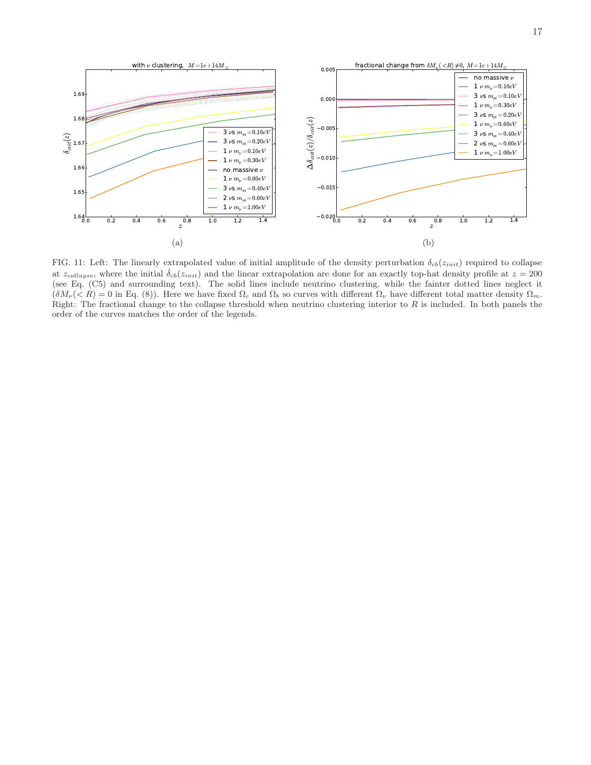FIG. 11: Left: The linearly extrapolated value of initial amplitude of the density perturbation $\delta_{cb}(z_{init})$ required to collapse at $z_{collapse}$, where the initial $\dot{\delta}_{cb}(z_{init})$ and the linear extrapolation are done for an exactly top-hat density profile at $z = 200$ (see Eq. (C5) and surrounding text). The solid lines include neutrino clustering, while the fainter dotted lines neglect it ($\delta M_\nu(< R) = 0$ in Eq. (8)). Here we have fixed $\Omega_c$ and $\Omega_b$ so curves with different $\Omega_\nu$ have different total matter density $\Omega_m$. Right: The fractional change to the collapse threshold when neutrino clustering interior to $R$ is included. In both panels the order of the curves matches the order of the legends.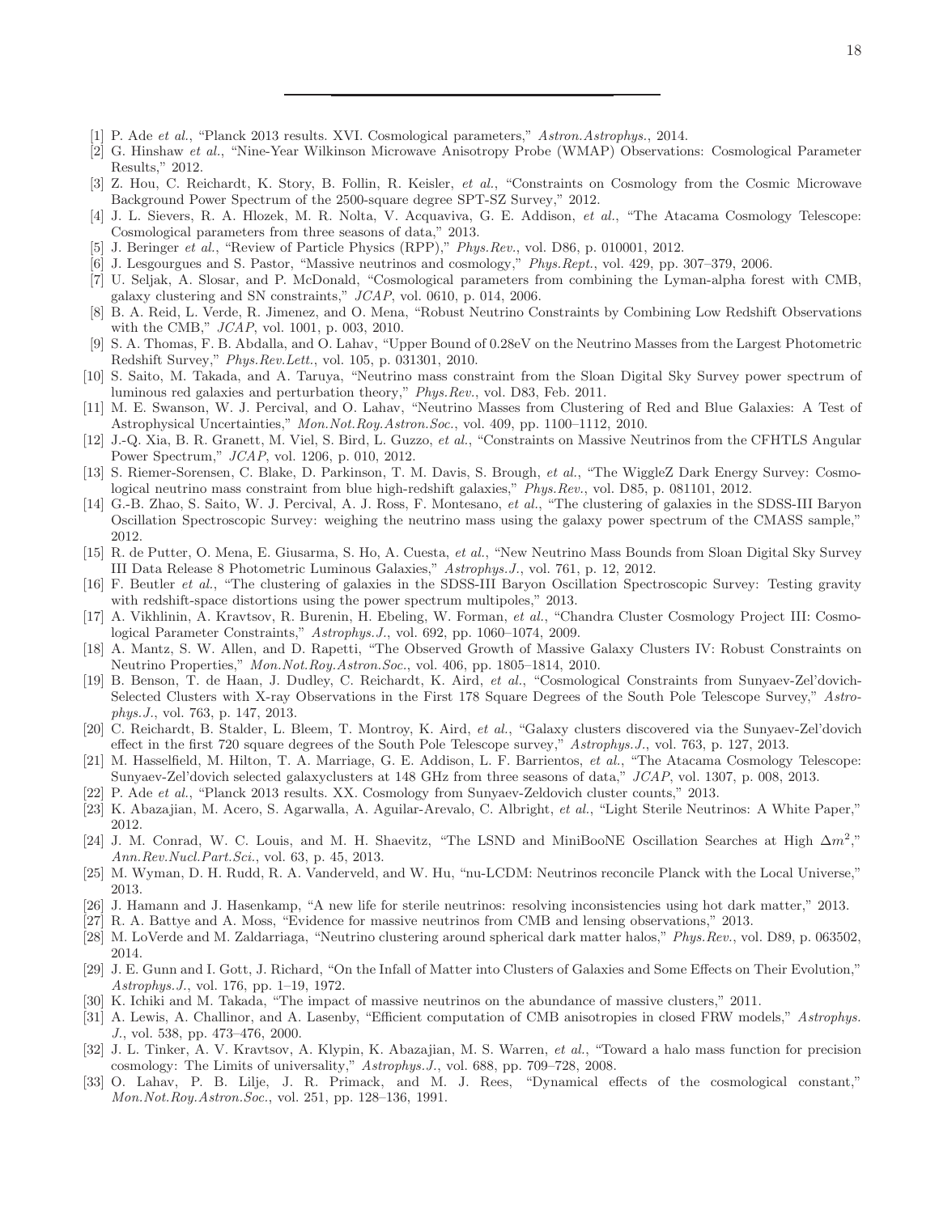[1] P. Ade *et al.*, "Planck 2013 results. XVI. Cosmological parameters," *Astron.Astrophys.*, 2014.

[2] G. Hinshaw *et al.*, "Nine-Year Wilkinson Microwave Anisotropy Probe (WMAP) Observations: Cosmological Parameter Results," 2012.

[3] Z. Hou, C. Reichardt, K. Story, B. Follin, R. Keisler, *et al.*, "Constraints on Cosmology from the Cosmic Microwave Background Power Spectrum of the 2500-square degree SPT-SZ Survey," 2012.

[4] J. L. Sievers, R. A. Hlozek, M. R. Nolta, V. Acquaviva, G. E. Addison, *et al.*, "The Atacama Cosmology Telescope: Cosmological parameters from three seasons of data," 2013.

[5] J. Beringer *et al.*, "Review of Particle Physics (RPP)," *Phys.Rev.*, vol. D86, p. 010001, 2012.

[6] J. Lesgourgues and S. Pastor, "Massive neutrinos and cosmology," *Phys.Rept.*, vol. 429, pp. 307–379, 2006.

[7] U. Seljak, A. Slosar, and P. McDonald, "Cosmological parameters from combining the Lyman-alpha forest with CMB, galaxy clustering and SN constraints," *JCAP*, vol. 0610, p. 014, 2006.

[8] B. A. Reid, L. Verde, R. Jimenez, and O. Mena, "Robust Neutrino Constraints by Combining Low Redshift Observations with the CMB," *JCAP*, vol. 1001, p. 003, 2010.

[9] S. A. Thomas, F. B. Abdalla, and O. Lahav, "Upper Bound of 0.28eV on the Neutrino Masses from the Largest Photometric Redshift Survey," *Phys.Rev.Lett.*, vol. 105, p. 031301, 2010.

[10] S. Saito, M. Takada, and A. Taruya, "Neutrino mass constraint from the Sloan Digital Sky Survey power spectrum of luminous red galaxies and perturbation theory," *Phys.Rev.*, vol. D83, Feb. 2011.

[11] M. E. Swanson, W. J. Percival, and O. Lahav, "Neutrino Masses from Clustering of Red and Blue Galaxies: A Test of Astrophysical Uncertainties," *Mon.Not.Roy.Astron.Soc.*, vol. 409, pp. 1100–1112, 2010.

[12] J.-Q. Xia, B. R. Granett, M. Viel, S. Bird, L. Guzzo, *et al.*, "Constraints on Massive Neutrinos from the CFHTLS Angular Power Spectrum," *JCAP*, vol. 1206, p. 010, 2012.

[13] S. Riemer-Sorensen, C. Blake, D. Parkinson, T. M. Davis, S. Brough, *et al.*, "The WiggleZ Dark Energy Survey: Cosmological neutrino mass constraint from blue high-redshift galaxies," *Phys.Rev.*, vol. D85, p. 081101, 2012.

[14] G.-B. Zhao, S. Saito, W. J. Percival, A. J. Ross, F. Montesano, *et al.*, "The clustering of galaxies in the SDSS-III Baryon Oscillation Spectroscopic Survey: weighing the neutrino mass using the galaxy power spectrum of the CMASS sample," 2012.

[15] R. de Putter, O. Mena, E. Giusarma, S. Ho, A. Cuesta, *et al.*, "New Neutrino Mass Bounds from Sloan Digital Sky Survey III Data Release 8 Photometric Luminous Galaxies," *Astrophys.J.*, vol. 761, p. 12, 2012.

[16] F. Beutler *et al.*, "The clustering of galaxies in the SDSS-III Baryon Oscillation Spectroscopic Survey: Testing gravity with redshift-space distortions using the power spectrum multipoles," 2013.

[17] A. Vikhlinin, A. Kravtsov, R. Burenin, H. Ebeling, W. Forman, *et al.*, "Chandra Cluster Cosmology Project III: Cosmological Parameter Constraints," *Astrophys.J.*, vol. 692, pp. 1060–1074, 2009.

[18] A. Mantz, S. W. Allen, and D. Rapetti, "The Observed Growth of Massive Galaxy Clusters IV: Robust Constraints on Neutrino Properties," *Mon.Not.Roy.Astron.Soc.*, vol. 406, pp. 1805–1814, 2010.

[19] B. Benson, T. de Haan, J. Dudley, C. Reichardt, K. Aird, *et al.*, "Cosmological Constraints from Sunyaev-Zel'dovich-Selected Clusters with X-ray Observations in the First 178 Square Degrees of the South Pole Telescope Survey," *Astrophys.J.*, vol. 763, p. 147, 2013.

[20] C. Reichardt, B. Stalder, L. Bleem, T. Montroy, K. Aird, *et al.*, "Galaxy clusters discovered via the Sunyaev-Zel'dovich effect in the first 720 square degrees of the South Pole Telescope survey," *Astrophys.J.*, vol. 763, p. 127, 2013.

[21] M. Hasselfield, M. Hilton, T. A. Marriage, G. E. Addison, L. F. Barrientos, *et al.*, "The Atacama Cosmology Telescope: Sunyaev-Zel'dovich selected galaxyclusters at 148 GHz from three seasons of data," *JCAP*, vol. 1307, p. 008, 2013.

[22] P. Ade *et al.*, "Planck 2013 results. XX. Cosmology from Sunyaev-Zeldovich cluster counts," 2013.

[23] K. Abazajian, M. Acero, S. Agarwalla, A. Aguilar-Arevalo, C. Albright, *et al.*, "Light Sterile Neutrinos: A White Paper," 2012.

[24] J. M. Conrad, W. C. Louis, and M. H. Shaevitz, "The LSND and MiniBooNE Oscillation Searches at High $\Delta m^2$," *Ann.Rev.Nucl.Part.Sci.*, vol. 63, p. 45, 2013.

[25] M. Wyman, D. H. Rudd, R. A. Vanderveld, and W. Hu, "nu-LCDM: Neutrinos reconcile Planck with the Local Universe," 2013.

[26] J. Hamann and J. Hasenkamp, "A new life for sterile neutrinos: resolving inconsistencies using hot dark matter," 2013.

[27] R. A. Battye and A. Moss, "Evidence for massive neutrinos from CMB and lensing observations," 2013.

[28] M. LoVerde and M. Zaldarriaga, "Neutrino clustering around spherical dark matter halos," *Phys.Rev.*, vol. D89, p. 063502, 2014.

[29] J. E. Gunn and I. Gott, J. Richard, "On the Infall of Matter into Clusters of Galaxies and Some Effects on Their Evolution," *Astrophys.J.*, vol. 176, pp. 1–19, 1972.

[30] K. Ichiki and M. Takada, "The impact of massive neutrinos on the abundance of massive clusters," 2011.

[31] A. Lewis, A. Challinor, and A. Lasenby, "Efficient computation of CMB anisotropies in closed FRW models," *Astrophys. J.*, vol. 538, pp. 473–476, 2000.

[32] J. L. Tinker, A. V. Kravtsov, A. Klypin, K. Abazajian, M. S. Warren, *et al.*, "Toward a halo mass function for precision cosmology: The Limits of universality," *Astrophys.J.*, vol. 688, pp. 709–728, 2008.

[33] O. Lahav, P. B. Lilje, J. R. Primack, and M. J. Rees, "Dynamical effects of the cosmological constant," *Mon.Not.Roy.Astron.Soc.*, vol. 251, pp. 128–136, 1991.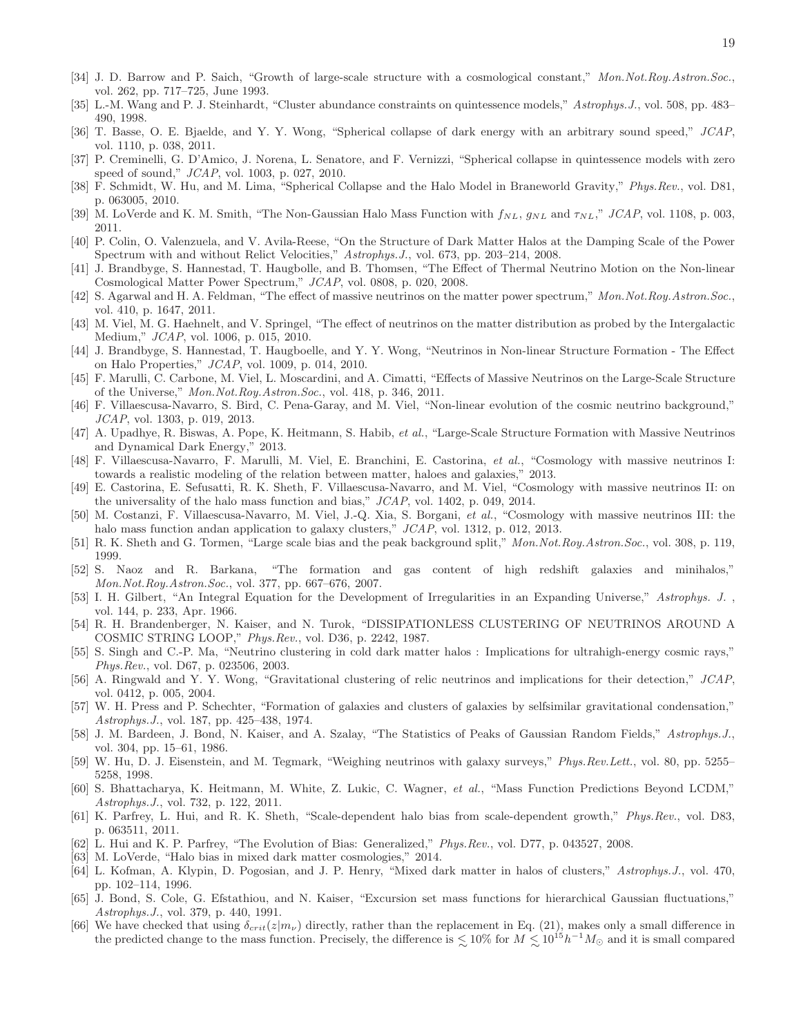[34] J. D. Barrow and P. Saich, "Growth of large-scale structure with a cosmological constant," *Mon.Not.Roy.Astron.Soc.*, vol. 262, pp. 717–725, June 1993.

[35] L.-M. Wang and P. J. Steinhardt, "Cluster abundance constraints on quintessence models," *Astrophys.J.*, vol. 508, pp. 483–490, 1998.

[36] T. Basse, O. E. Bjaelde, and Y. Y. Wong, "Spherical collapse of dark energy with an arbitrary sound speed," *JCAP*, vol. 1110, p. 038, 2011.

[37] P. Creminelli, G. D'Amico, J. Norena, L. Senatore, and F. Vernizzi, "Spherical collapse in quintessence models with zero speed of sound," *JCAP*, vol. 1003, p. 027, 2010.

[38] F. Schmidt, W. Hu, and M. Lima, "Spherical Collapse and the Halo Model in Braneworld Gravity," *Phys.Rev.*, vol. D81, p. 063005, 2010.

[39] M. LoVerde and K. M. Smith, "The Non-Gaussian Halo Mass Function with $f_{NL}$, $g_{NL}$ and $\tau_{NL}$," *JCAP*, vol. 1108, p. 003, 2011.

[40] P. Colin, O. Valenzuela, and V. Avila-Reese, "On the Structure of Dark Matter Halos at the Damping Scale of the Power Spectrum with and without Relict Velocities," *Astrophys.J.*, vol. 673, pp. 203–214, 2008.

[41] J. Brandbyge, S. Hannestad, T. Haugbolle, and B. Thomsen, "The Effect of Thermal Neutrino Motion on the Non-linear Cosmological Matter Power Spectrum," *JCAP*, vol. 0808, p. 020, 2008.

[42] S. Agarwal and H. A. Feldman, "The effect of massive neutrinos on the matter power spectrum," *Mon.Not.Roy.Astron.Soc.*, vol. 410, p. 1647, 2011.

[43] M. Viel, M. G. Haehnelt, and V. Springel, "The effect of neutrinos on the matter distribution as probed by the Intergalactic Medium," *JCAP*, vol. 1006, p. 015, 2010.

[44] J. Brandbyge, S. Hannestad, T. Haugbølle, and Y. Y. Wong, "Neutrinos in Non-linear Structure Formation - The Effect on Halo Properties," *JCAP*, vol. 1009, p. 014, 2010.

[45] F. Marulli, C. Carbone, M. Viel, L. Moscardini, and A. Cimatti, "Effects of Massive Neutrinos on the Large-Scale Structure of the Universe," *Mon.Not.Roy.Astron.Soc.*, vol. 418, p. 346, 2011.

[46] F. Villaescusa-Navarro, S. Bird, C. Pena-Garay, and M. Viel, "Non-linear evolution of the cosmic neutrino background," *JCAP*, vol. 1303, p. 019, 2013.

[47] A. Upadhye, R. Biswas, A. Pope, K. Heitmann, S. Habib, *et al.*, "Large-Scale Structure Formation with Massive Neutrinos and Dynamical Dark Energy," 2013.

[48] F. Villaescusa-Navarro, F. Marulli, M. Viel, E. Branchini, E. Castorina, *et al.*, "Cosmology with massive neutrinos I: towards a realistic modeling of the relation between matter, haloes and galaxies," 2013.

[49] E. Castorina, E. Sefusatti, R. K. Sheth, F. Villaescusa-Navarro, and M. Viel, "Cosmology with massive neutrinos II: on the universality of the halo mass function and bias," *JCAP*, vol. 1402, p. 049, 2014.

[50] M. Costanzi, F. Villaescusa-Navarro, M. Viel, J.-Q. Xia, S. Borgani, *et al.*, "Cosmology with massive neutrinos III: the halo mass function andan application to galaxy clusters," *JCAP*, vol. 1312, p. 012, 2013.

[51] R. K. Sheth and G. Tormen, "Large scale bias and the peak background split," *Mon.Not.Roy.Astron.Soc.*, vol. 308, p. 119, 1999.

[52] S. Naoz and R. Barkana, "The formation and gas content of high redshift galaxies and minihalos," *Mon.Not.Roy.Astron.Soc.*, vol. 377, pp. 667–676, 2007.

[53] I. H. Gilbert, "An Integral Equation for the Development of Irregularities in an Expanding Universe," *Astrophys. J.*, vol. 144, p. 233, Apr. 1966.

[54] R. H. Brandenberger, N. Kaiser, and N. Turok, "DISSIPATIONLESS CLUSTERING OF NEUTRINOS AROUND A COSMIC STRING LOOP," *Phys.Rev.*, vol. D36, p. 2242, 1987.

[55] S. Singh and C.-P. Ma, "Neutrino clustering in cold dark matter halos : Implications for ultrahigh-energy cosmic rays," *Phys.Rev.*, vol. D67, p. 023506, 2003.

[56] A. Ringwald and Y. Y. Wong, "Gravitational clustering of relic neutrinos and implications for their detection," *JCAP*, vol. 0412, p. 005, 2004.

[57] W. H. Press and P. Schechter, "Formation of galaxies and clusters of galaxies by selfsimilar gravitational condensation," *Astrophys.J.*, vol. 187, pp. 425–438, 1974.

[58] J. M. Bardeen, J. Bond, N. Kaiser, and A. Szalay, "The Statistics of Peaks of Gaussian Random Fields," *Astrophys.J.*, vol. 304, pp. 15–61, 1986.

[59] W. Hu, D. J. Eisenstein, and M. Tegmark, "Weighing neutrinos with galaxy surveys," *Phys.Rev.Lett.*, vol. 80, pp. 5255–5258, 1998.

[60] S. Bhattacharya, K. Heitmann, M. White, Z. Lukic, C. Wagner, *et al.*, "Mass Function Predictions Beyond LCDM," *Astrophys.J.*, vol. 732, p. 122, 2011.

[61] K. Parfrey, L. Hui, and R. K. Sheth, "Scale-dependent halo bias from scale-dependent growth," *Phys.Rev.*, vol. D83, p. 063511, 2011.

[62] L. Hui and K. P. Parfrey, "The Evolution of Bias: Generalized," *Phys.Rev.*, vol. D77, p. 043527, 2008.

[63] M. LoVerde, "Halo bias in mixed dark matter cosmologies," 2014.

[64] L. Kofman, A. Klypin, D. Pogosian, and J. P. Henry, "Mixed dark matter in halos of clusters," *Astrophys.J.*, vol. 470, pp. 102–114, 1996.

[65] J. Bond, S. Cole, G. Efstathiou, and N. Kaiser, "Excursion set mass functions for hierarchical Gaussian fluctuations," *Astrophys.J.*, vol. 379, p. 440, 1991.

[66] We have checked that using $\delta_{crit}(z|m_\nu)$ directly, rather than the replacement in Eq. (21), makes only a small difference in the predicted change to the mass function. Precisely, the difference is $\lesssim 10\%$ for $M \lesssim 10^{15}h^{-1}M_\odot$ and it is small compared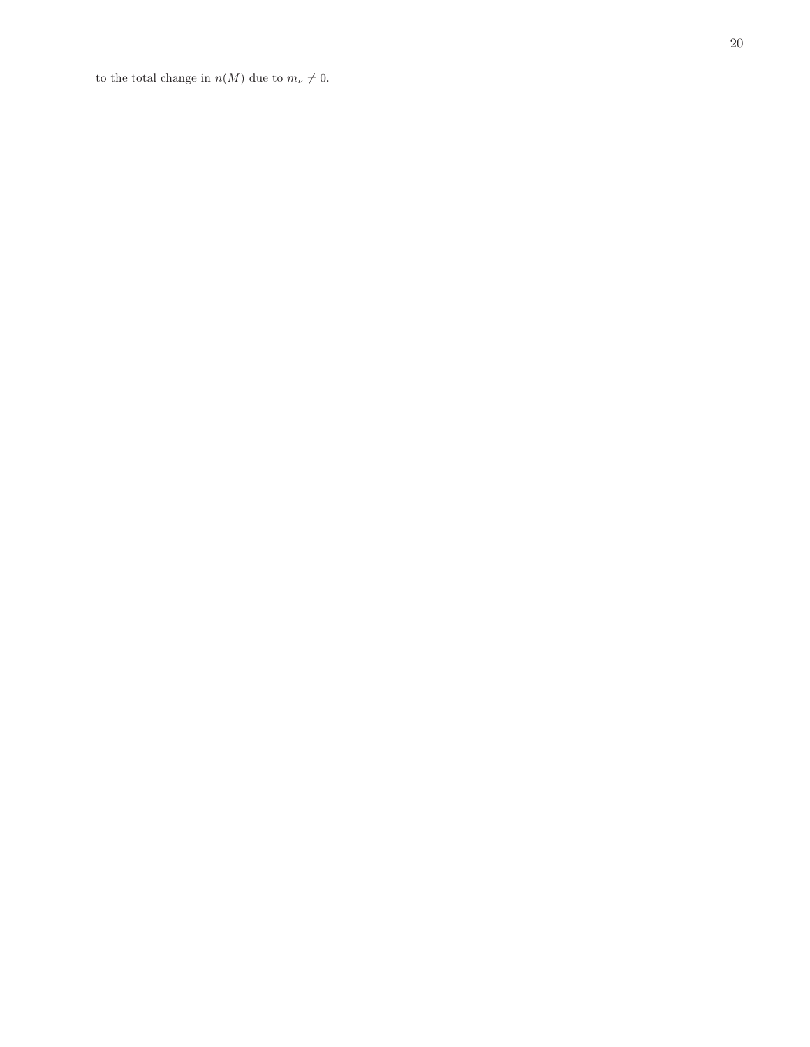to the total change in $n(M)$ due to $m_\nu \neq 0$.